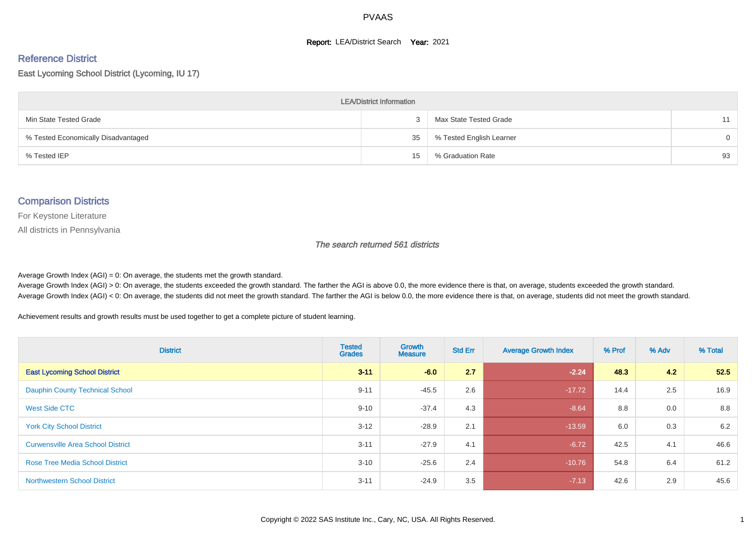PVAAS

**Report:** LEA/District Search **Year:** 2021

## Reference District

East Lycoming School District (Lycoming, IU 17)

| LEA/District Information | | | |
|---|---|---|---|
| Min State Tested Grade | 3 | Max State Tested Grade | 11 |
| % Tested Economically Disadvantaged | 35 | % Tested English Learner | 0 |
| % Tested IEP | 15 | % Graduation Rate | 93 |

## Comparison Districts

For Keystone Literature

All districts in Pennsylvania

*The search returned 561 districts*

Average Growth Index (AGI) = 0: On average, the students met the growth standard.
Average Growth Index (AGI) > 0: On average, the students exceeded the growth standard. The farther the AGI is above 0.0, the more evidence there is that, on average, students exceeded the growth standard.
Average Growth Index (AGI) < 0: On average, the students did not meet the growth standard. The farther the AGI is below 0.0, the more evidence there is that, on average, students did not meet the growth standard.

Achievement results and growth results must be used together to get a complete picture of student learning.

| District | Tested Grades | Growth Measure | Std Err | Average Growth Index | % Prof | % Adv | % Total |
|---|---|---|---|---|---|---|---|
| **East Lycoming School District** | **3-11** | **-6.0** | **2.7** | **-2.24** | **48.3** | **4.2** | **52.5** |
| Dauphin County Technical School | 9-11 | -45.5 | 2.6 | -17.72 | 14.4 | 2.5 | 16.9 |
| West Side CTC | 9-10 | -37.4 | 4.3 | -8.64 | 8.8 | 0.0 | 8.8 |
| York City School District | 3-12 | -28.9 | 2.1 | -13.59 | 6.0 | 0.3 | 6.2 |
| Curwensville Area School District | 3-11 | -27.9 | 4.1 | -6.72 | 42.5 | 4.1 | 46.6 |
| Rose Tree Media School District | 3-10 | -25.6 | 2.4 | -10.76 | 54.8 | 6.4 | 61.2 |
| Northwestern School District | 3-11 | -24.9 | 3.5 | -7.13 | 42.6 | 2.9 | 45.6 |

Copyright © 2022 SAS Institute Inc., Cary, NC, USA. All Rights Reserved.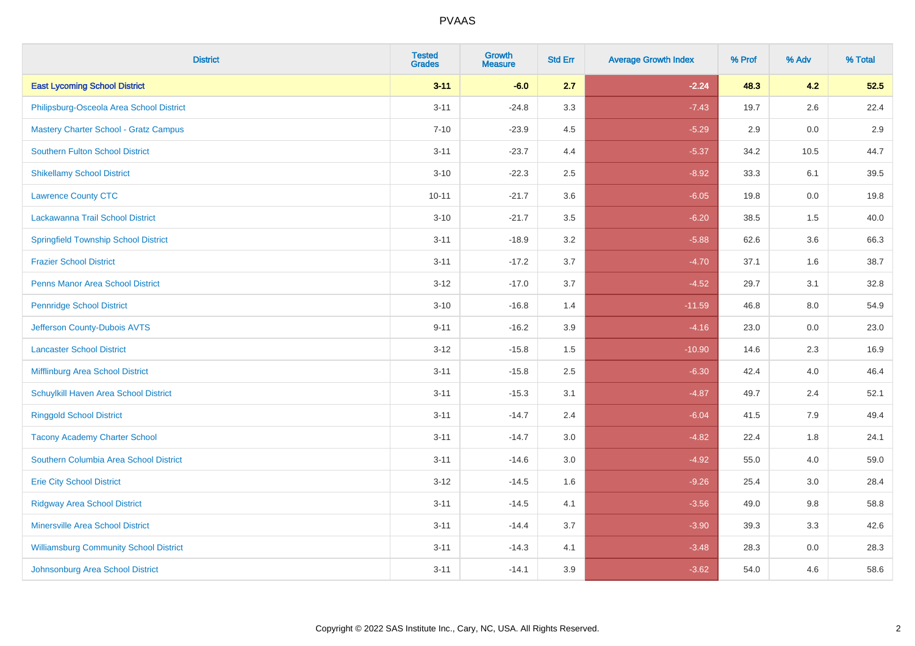# PVAAS

| District | Tested Grades | Growth Measure | Std Err | Average Growth Index | % Prof | % Adv | % Total |
|---|---|---|---|---|---|---|---|
| **East Lycoming School District** | **3-11** | **-6.0** | **2.7** | **-2.24** | **48.3** | **4.2** | **52.5** |
| Philipsburg-Osceola Area School District | 3-11 | -24.8 | 3.3 | -7.43 | 19.7 | 2.6 | 22.4 |
| Mastery Charter School - Gratz Campus | 7-10 | -23.9 | 4.5 | -5.29 | 2.9 | 0.0 | 2.9 |
| Southern Fulton School District | 3-11 | -23.7 | 4.4 | -5.37 | 34.2 | 10.5 | 44.7 |
| Shikellamy School District | 3-10 | -22.3 | 2.5 | -8.92 | 33.3 | 6.1 | 39.5 |
| Lawrence County CTC | 10-11 | -21.7 | 3.6 | -6.05 | 19.8 | 0.0 | 19.8 |
| Lackawanna Trail School District | 3-10 | -21.7 | 3.5 | -6.20 | 38.5 | 1.5 | 40.0 |
| Springfield Township School District | 3-11 | -18.9 | 3.2 | -5.88 | 62.6 | 3.6 | 66.3 |
| Frazier School District | 3-11 | -17.2 | 3.7 | -4.70 | 37.1 | 1.6 | 38.7 |
| Penns Manor Area School District | 3-12 | -17.0 | 3.7 | -4.52 | 29.7 | 3.1 | 32.8 |
| Pennridge School District | 3-10 | -16.8 | 1.4 | -11.59 | 46.8 | 8.0 | 54.9 |
| Jefferson County-Dubois AVTS | 9-11 | -16.2 | 3.9 | -4.16 | 23.0 | 0.0 | 23.0 |
| Lancaster School District | 3-12 | -15.8 | 1.5 | -10.90 | 14.6 | 2.3 | 16.9 |
| Mifflinburg Area School District | 3-11 | -15.8 | 2.5 | -6.30 | 42.4 | 4.0 | 46.4 |
| Schuylkill Haven Area School District | 3-11 | -15.3 | 3.1 | -4.87 | 49.7 | 2.4 | 52.1 |
| Ringgold School District | 3-11 | -14.7 | 2.4 | -6.04 | 41.5 | 7.9 | 49.4 |
| Tacony Academy Charter School | 3-11 | -14.7 | 3.0 | -4.82 | 22.4 | 1.8 | 24.1 |
| Southern Columbia Area School District | 3-11 | -14.6 | 3.0 | -4.92 | 55.0 | 4.0 | 59.0 |
| Erie City School District | 3-12 | -14.5 | 1.6 | -9.26 | 25.4 | 3.0 | 28.4 |
| Ridgway Area School District | 3-11 | -14.5 | 4.1 | -3.56 | 49.0 | 9.8 | 58.8 |
| Minersville Area School District | 3-11 | -14.4 | 3.7 | -3.90 | 39.3 | 3.3 | 42.6 |
| Williamsburg Community School District | 3-11 | -14.3 | 4.1 | -3.48 | 28.3 | 0.0 | 28.3 |
| Johnsonburg Area School District | 3-11 | -14.1 | 3.9 | -3.62 | 54.0 | 4.6 | 58.6 |

Copyright © 2022 SAS Institute Inc., Cary, NC, USA. All Rights Reserved.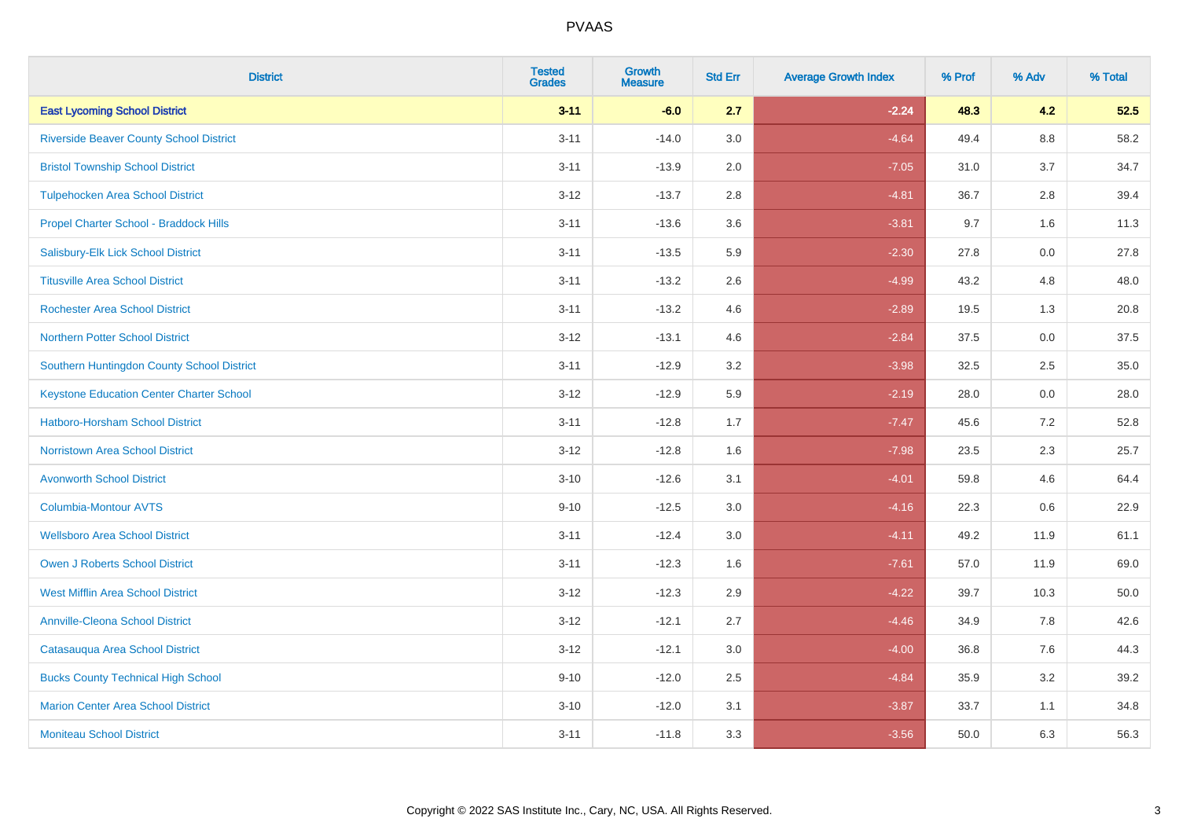# PVAAS

| District | Tested Grades | Growth Measure | Std Err | Average Growth Index | % Prof | % Adv | % Total |
|---|---|---|---|---|---|---|---|
| **East Lycoming School District** | **3-11** | **-6.0** | **2.7** | **-2.24** | **48.3** | **4.2** | **52.5** |
| Riverside Beaver County School District | 3-11 | -14.0 | 3.0 | -4.64 | 49.4 | 8.8 | 58.2 |
| Bristol Township School District | 3-11 | -13.9 | 2.0 | -7.05 | 31.0 | 3.7 | 34.7 |
| Tulpehocken Area School District | 3-12 | -13.7 | 2.8 | -4.81 | 36.7 | 2.8 | 39.4 |
| Propel Charter School - Braddock Hills | 3-11 | -13.6 | 3.6 | -3.81 | 9.7 | 1.6 | 11.3 |
| Salisbury-Elk Lick School District | 3-11 | -13.5 | 5.9 | -2.30 | 27.8 | 0.0 | 27.8 |
| Titusville Area School District | 3-11 | -13.2 | 2.6 | -4.99 | 43.2 | 4.8 | 48.0 |
| Rochester Area School District | 3-11 | -13.2 | 4.6 | -2.89 | 19.5 | 1.3 | 20.8 |
| Northern Potter School District | 3-12 | -13.1 | 4.6 | -2.84 | 37.5 | 0.0 | 37.5 |
| Southern Huntingdon County School District | 3-11 | -12.9 | 3.2 | -3.98 | 32.5 | 2.5 | 35.0 |
| Keystone Education Center Charter School | 3-12 | -12.9 | 5.9 | -2.19 | 28.0 | 0.0 | 28.0 |
| Hatboro-Horsham School District | 3-11 | -12.8 | 1.7 | -7.47 | 45.6 | 7.2 | 52.8 |
| Norristown Area School District | 3-12 | -12.8 | 1.6 | -7.98 | 23.5 | 2.3 | 25.7 |
| Avonworth School District | 3-10 | -12.6 | 3.1 | -4.01 | 59.8 | 4.6 | 64.4 |
| Columbia-Montour AVTS | 9-10 | -12.5 | 3.0 | -4.16 | 22.3 | 0.6 | 22.9 |
| Wellsboro Area School District | 3-11 | -12.4 | 3.0 | -4.11 | 49.2 | 11.9 | 61.1 |
| Owen J Roberts School District | 3-11 | -12.3 | 1.6 | -7.61 | 57.0 | 11.9 | 69.0 |
| West Mifflin Area School District | 3-12 | -12.3 | 2.9 | -4.22 | 39.7 | 10.3 | 50.0 |
| Annville-Cleona School District | 3-12 | -12.1 | 2.7 | -4.46 | 34.9 | 7.8 | 42.6 |
| Catasauqua Area School District | 3-12 | -12.1 | 3.0 | -4.00 | 36.8 | 7.6 | 44.3 |
| Bucks County Technical High School | 9-10 | -12.0 | 2.5 | -4.84 | 35.9 | 3.2 | 39.2 |
| Marion Center Area School District | 3-10 | -12.0 | 3.1 | -3.87 | 33.7 | 1.1 | 34.8 |
| Moniteau School District | 3-11 | -11.8 | 3.3 | -3.56 | 50.0 | 6.3 | 56.3 |

Copyright © 2022 SAS Institute Inc., Cary, NC, USA. All Rights Reserved.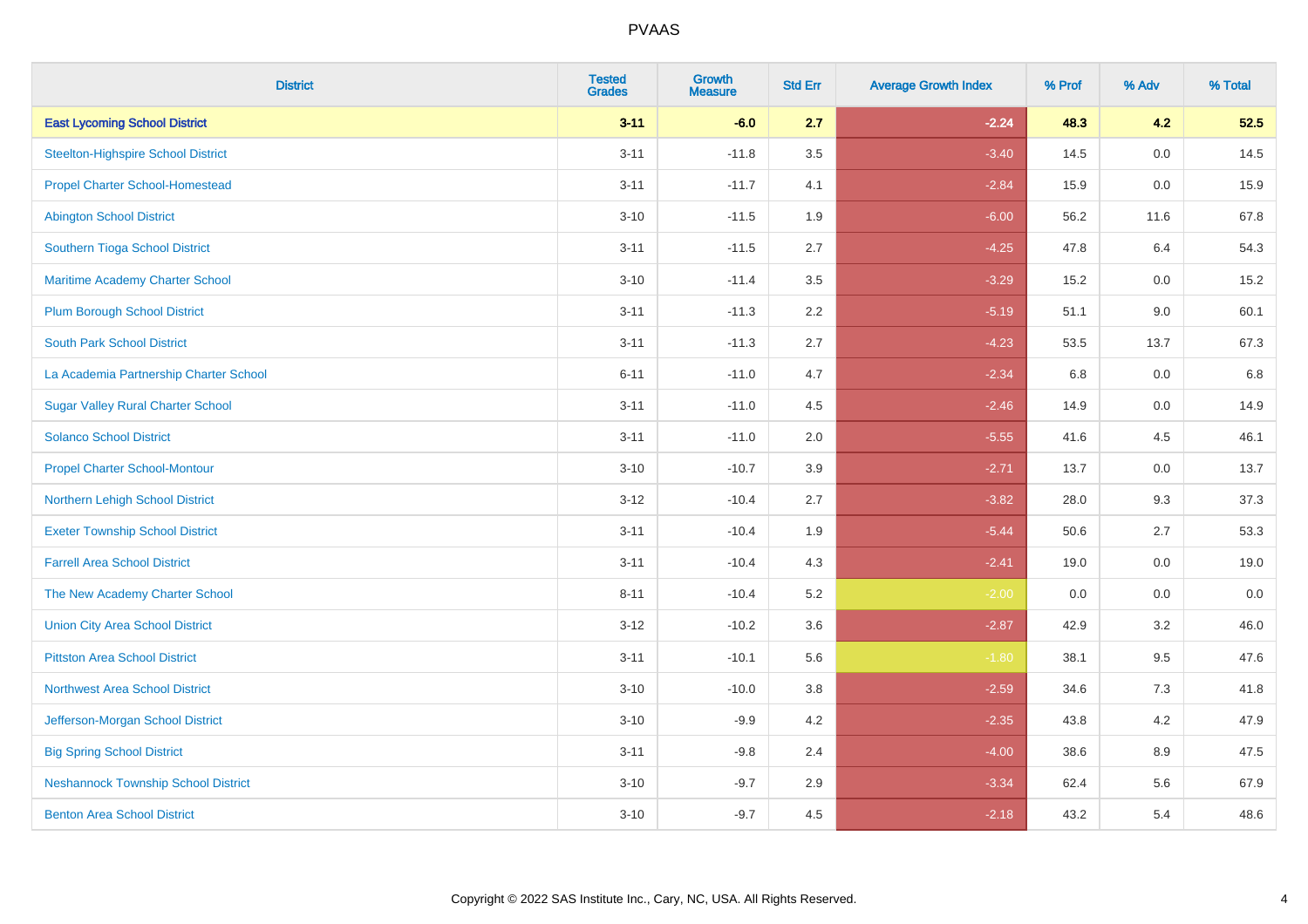| District | Tested Grades | Growth Measure | Std Err | Average Growth Index | % Prof | % Adv | % Total |
|---|---|---|---|---|---|---|---|
| **East Lycoming School District** | **3-11** | **-6.0** | **2.7** | **-2.24** | **48.3** | **4.2** | **52.5** |
| Steelton-Highspire School District | 3-11 | -11.8 | 3.5 | -3.40 | 14.5 | 0.0 | 14.5 |
| Propel Charter School-Homestead | 3-11 | -11.7 | 4.1 | -2.84 | 15.9 | 0.0 | 15.9 |
| Abington School District | 3-10 | -11.5 | 1.9 | -6.00 | 56.2 | 11.6 | 67.8 |
| Southern Tioga School District | 3-11 | -11.5 | 2.7 | -4.25 | 47.8 | 6.4 | 54.3 |
| Maritime Academy Charter School | 3-10 | -11.4 | 3.5 | -3.29 | 15.2 | 0.0 | 15.2 |
| Plum Borough School District | 3-11 | -11.3 | 2.2 | -5.19 | 51.1 | 9.0 | 60.1 |
| South Park School District | 3-11 | -11.3 | 2.7 | -4.23 | 53.5 | 13.7 | 67.3 |
| La Academia Partnership Charter School | 6-11 | -11.0 | 4.7 | -2.34 | 6.8 | 0.0 | 6.8 |
| Sugar Valley Rural Charter School | 3-11 | -11.0 | 4.5 | -2.46 | 14.9 | 0.0 | 14.9 |
| Solanco School District | 3-11 | -11.0 | 2.0 | -5.55 | 41.6 | 4.5 | 46.1 |
| Propel Charter School-Montour | 3-10 | -10.7 | 3.9 | -2.71 | 13.7 | 0.0 | 13.7 |
| Northern Lehigh School District | 3-12 | -10.4 | 2.7 | -3.82 | 28.0 | 9.3 | 37.3 |
| Exeter Township School District | 3-11 | -10.4 | 1.9 | -5.44 | 50.6 | 2.7 | 53.3 |
| Farrell Area School District | 3-11 | -10.4 | 4.3 | -2.41 | 19.0 | 0.0 | 19.0 |
| The New Academy Charter School | 8-11 | -10.4 | 5.2 | -2.00 | 0.0 | 0.0 | 0.0 |
| Union City Area School District | 3-12 | -10.2 | 3.6 | -2.87 | 42.9 | 3.2 | 46.0 |
| Pittston Area School District | 3-11 | -10.1 | 5.6 | -1.80 | 38.1 | 9.5 | 47.6 |
| Northwest Area School District | 3-10 | -10.0 | 3.8 | -2.59 | 34.6 | 7.3 | 41.8 |
| Jefferson-Morgan School District | 3-10 | -9.9 | 4.2 | -2.35 | 43.8 | 4.2 | 47.9 |
| Big Spring School District | 3-11 | -9.8 | 2.4 | -4.00 | 38.6 | 8.9 | 47.5 |
| Neshannock Township School District | 3-10 | -9.7 | 2.9 | -3.34 | 62.4 | 5.6 | 67.9 |
| Benton Area School District | 3-10 | -9.7 | 4.5 | -2.18 | 43.2 | 5.4 | 48.6 |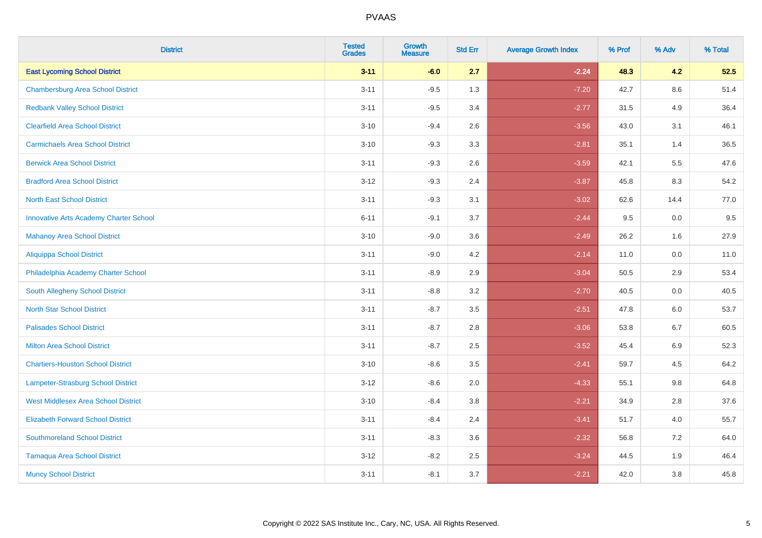PVAAS

| District | Tested Grades | Growth Measure | Std Err | Average Growth Index | % Prof | % Adv | % Total |
|---|---|---|---|---|---|---|---|
| **East Lycoming School District** | **3-11** | **-6.0** | **2.7** | **-2.24** | **48.3** | **4.2** | **52.5** |
| Chambersburg Area School District | 3-11 | -9.5 | 1.3 | -7.20 | 42.7 | 8.6 | 51.4 |
| Redbank Valley School District | 3-11 | -9.5 | 3.4 | -2.77 | 31.5 | 4.9 | 36.4 |
| Clearfield Area School District | 3-10 | -9.4 | 2.6 | -3.56 | 43.0 | 3.1 | 46.1 |
| Carmichaels Area School District | 3-10 | -9.3 | 3.3 | -2.81 | 35.1 | 1.4 | 36.5 |
| Berwick Area School District | 3-11 | -9.3 | 2.6 | -3.59 | 42.1 | 5.5 | 47.6 |
| Bradford Area School District | 3-12 | -9.3 | 2.4 | -3.87 | 45.8 | 8.3 | 54.2 |
| North East School District | 3-11 | -9.3 | 3.1 | -3.02 | 62.6 | 14.4 | 77.0 |
| Innovative Arts Academy Charter School | 6-11 | -9.1 | 3.7 | -2.44 | 9.5 | 0.0 | 9.5 |
| Mahanoy Area School District | 3-10 | -9.0 | 3.6 | -2.49 | 26.2 | 1.6 | 27.9 |
| Aliquippa School District | 3-11 | -9.0 | 4.2 | -2.14 | 11.0 | 0.0 | 11.0 |
| Philadelphia Academy Charter School | 3-11 | -8.9 | 2.9 | -3.04 | 50.5 | 2.9 | 53.4 |
| South Allegheny School District | 3-11 | -8.8 | 3.2 | -2.70 | 40.5 | 0.0 | 40.5 |
| North Star School District | 3-11 | -8.7 | 3.5 | -2.51 | 47.8 | 6.0 | 53.7 |
| Palisades School District | 3-11 | -8.7 | 2.8 | -3.06 | 53.8 | 6.7 | 60.5 |
| Milton Area School District | 3-11 | -8.7 | 2.5 | -3.52 | 45.4 | 6.9 | 52.3 |
| Chartiers-Houston School District | 3-10 | -8.6 | 3.5 | -2.41 | 59.7 | 4.5 | 64.2 |
| Lampeter-Strasburg School District | 3-12 | -8.6 | 2.0 | -4.33 | 55.1 | 9.8 | 64.8 |
| West Middlesex Area School District | 3-10 | -8.4 | 3.8 | -2.21 | 34.9 | 2.8 | 37.6 |
| Elizabeth Forward School District | 3-11 | -8.4 | 2.4 | -3.41 | 51.7 | 4.0 | 55.7 |
| Southmoreland School District | 3-11 | -8.3 | 3.6 | -2.32 | 56.8 | 7.2 | 64.0 |
| Tamaqua Area School District | 3-12 | -8.2 | 2.5 | -3.24 | 44.5 | 1.9 | 46.4 |
| Muncy School District | 3-11 | -8.1 | 3.7 | -2.21 | 42.0 | 3.8 | 45.8 |

Copyright © 2022 SAS Institute Inc., Cary, NC, USA. All Rights Reserved.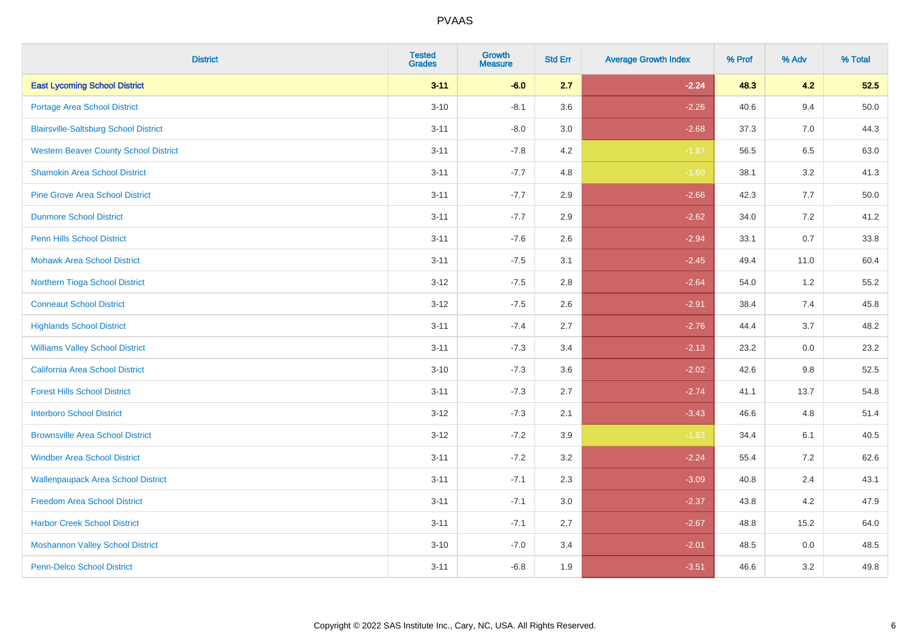| District | Tested Grades | Growth Measure | Std Err | Average Growth Index | % Prof | % Adv | % Total |
|---|---|---|---|---|---|---|---|
| **East Lycoming School District** | **3-11** | **-6.0** | **2.7** | **-2.24** | **48.3** | **4.2** | **52.5** |
| Portage Area School District | 3-10 | -8.1 | 3.6 | -2.26 | 40.6 | 9.4 | 50.0 |
| Blairsville-Saltsburg School District | 3-11 | -8.0 | 3.0 | -2.68 | 37.3 | 7.0 | 44.3 |
| Western Beaver County School District | 3-11 | -7.8 | 4.2 | -1.87 | 56.5 | 6.5 | 63.0 |
| Shamokin Area School District | 3-11 | -7.7 | 4.8 | -1.60 | 38.1 | 3.2 | 41.3 |
| Pine Grove Area School District | 3-11 | -7.7 | 2.9 | -2.66 | 42.3 | 7.7 | 50.0 |
| Dunmore School District | 3-11 | -7.7 | 2.9 | -2.62 | 34.0 | 7.2 | 41.2 |
| Penn Hills School District | 3-11 | -7.6 | 2.6 | -2.94 | 33.1 | 0.7 | 33.8 |
| Mohawk Area School District | 3-11 | -7.5 | 3.1 | -2.45 | 49.4 | 11.0 | 60.4 |
| Northern Tioga School District | 3-12 | -7.5 | 2.8 | -2.64 | 54.0 | 1.2 | 55.2 |
| Conneaut School District | 3-12 | -7.5 | 2.6 | -2.91 | 38.4 | 7.4 | 45.8 |
| Highlands School District | 3-11 | -7.4 | 2.7 | -2.76 | 44.4 | 3.7 | 48.2 |
| Williams Valley School District | 3-11 | -7.3 | 3.4 | -2.13 | 23.2 | 0.0 | 23.2 |
| California Area School District | 3-10 | -7.3 | 3.6 | -2.02 | 42.6 | 9.8 | 52.5 |
| Forest Hills School District | 3-11 | -7.3 | 2.7 | -2.74 | 41.1 | 13.7 | 54.8 |
| Interboro School District | 3-12 | -7.3 | 2.1 | -3.43 | 46.6 | 4.8 | 51.4 |
| Brownsville Area School District | 3-12 | -7.2 | 3.9 | -1.83 | 34.4 | 6.1 | 40.5 |
| Windber Area School District | 3-11 | -7.2 | 3.2 | -2.24 | 55.4 | 7.2 | 62.6 |
| Wallenpaupack Area School District | 3-11 | -7.1 | 2.3 | -3.09 | 40.8 | 2.4 | 43.1 |
| Freedom Area School District | 3-11 | -7.1 | 3.0 | -2.37 | 43.8 | 4.2 | 47.9 |
| Harbor Creek School District | 3-11 | -7.1 | 2.7 | -2.67 | 48.8 | 15.2 | 64.0 |
| Moshannon Valley School District | 3-10 | -7.0 | 3.4 | -2.01 | 48.5 | 0.0 | 48.5 |
| Penn-Delco School District | 3-11 | -6.8 | 1.9 | -3.51 | 46.6 | 3.2 | 49.8 |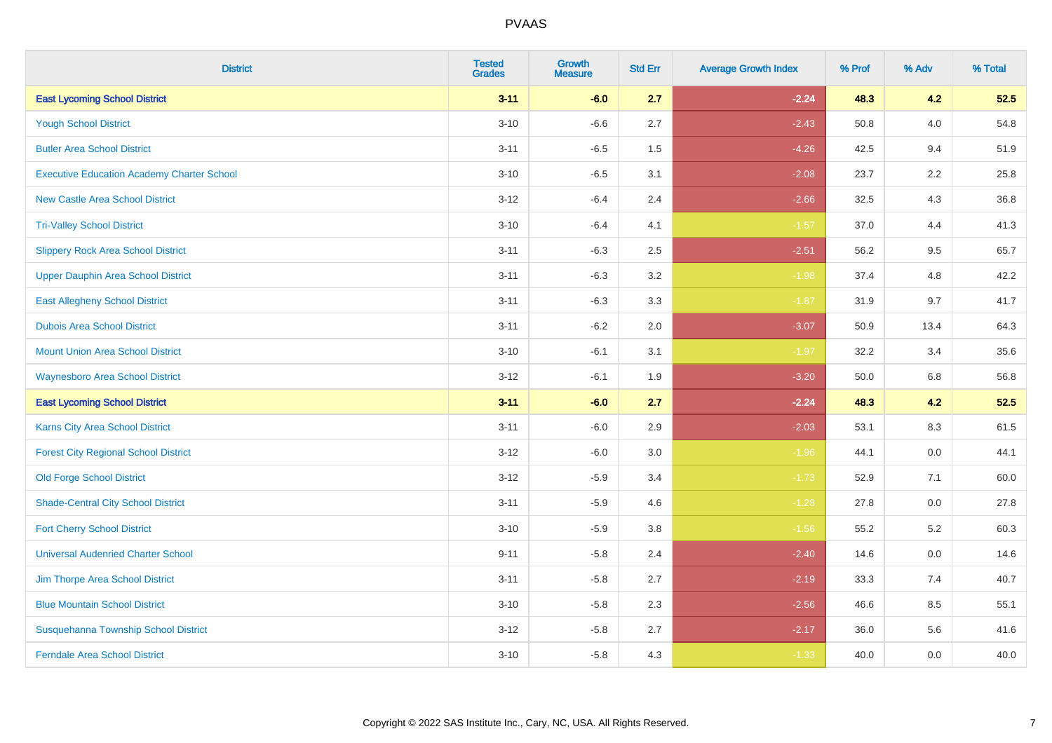# PVAAS

| District | Tested Grades | Growth Measure | Std Err | Average Growth Index | % Prof | % Adv | % Total |
|---|---|---|---|---|---|---|---|
| **East Lycoming School District** | **3-11** | **-6.0** | **2.7** | **-2.24** | **48.3** | **4.2** | **52.5** |
| Yough School District | 3-10 | -6.6 | 2.7 | -2.43 | 50.8 | 4.0 | 54.8 |
| Butler Area School District | 3-11 | -6.5 | 1.5 | -4.26 | 42.5 | 9.4 | 51.9 |
| Executive Education Academy Charter School | 3-10 | -6.5 | 3.1 | -2.08 | 23.7 | 2.2 | 25.8 |
| New Castle Area School District | 3-12 | -6.4 | 2.4 | -2.66 | 32.5 | 4.3 | 36.8 |
| Tri-Valley School District | 3-10 | -6.4 | 4.1 | -1.57 | 37.0 | 4.4 | 41.3 |
| Slippery Rock Area School District | 3-11 | -6.3 | 2.5 | -2.51 | 56.2 | 9.5 | 65.7 |
| Upper Dauphin Area School District | 3-11 | -6.3 | 3.2 | -1.98 | 37.4 | 4.8 | 42.2 |
| East Allegheny School District | 3-11 | -6.3 | 3.3 | -1.87 | 31.9 | 9.7 | 41.7 |
| Dubois Area School District | 3-11 | -6.2 | 2.0 | -3.07 | 50.9 | 13.4 | 64.3 |
| Mount Union Area School District | 3-10 | -6.1 | 3.1 | -1.97 | 32.2 | 3.4 | 35.6 |
| Waynesboro Area School District | 3-12 | -6.1 | 1.9 | -3.20 | 50.0 | 6.8 | 56.8 |
| **East Lycoming School District** | **3-11** | **-6.0** | **2.7** | **-2.24** | **48.3** | **4.2** | **52.5** |
| Karns City Area School District | 3-11 | -6.0 | 2.9 | -2.03 | 53.1 | 8.3 | 61.5 |
| Forest City Regional School District | 3-12 | -6.0 | 3.0 | -1.96 | 44.1 | 0.0 | 44.1 |
| Old Forge School District | 3-12 | -5.9 | 3.4 | -1.73 | 52.9 | 7.1 | 60.0 |
| Shade-Central City School District | 3-11 | -5.9 | 4.6 | -1.28 | 27.8 | 0.0 | 27.8 |
| Fort Cherry School District | 3-10 | -5.9 | 3.8 | -1.56 | 55.2 | 5.2 | 60.3 |
| Universal Audenried Charter School | 9-11 | -5.8 | 2.4 | -2.40 | 14.6 | 0.0 | 14.6 |
| Jim Thorpe Area School District | 3-11 | -5.8 | 2.7 | -2.19 | 33.3 | 7.4 | 40.7 |
| Blue Mountain School District | 3-10 | -5.8 | 2.3 | -2.56 | 46.6 | 8.5 | 55.1 |
| Susquehanna Township School District | 3-12 | -5.8 | 2.7 | -2.17 | 36.0 | 5.6 | 41.6 |
| Ferndale Area School District | 3-10 | -5.8 | 4.3 | -1.33 | 40.0 | 0.0 | 40.0 |

Copyright © 2022 SAS Institute Inc., Cary, NC, USA. All Rights Reserved.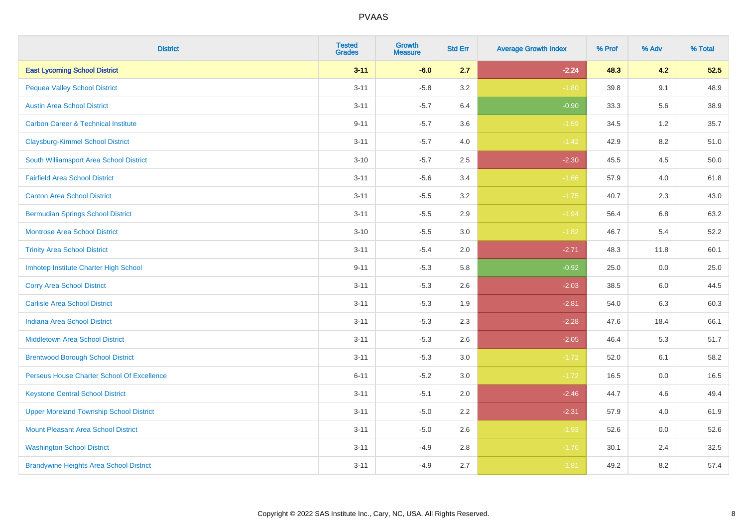# PVAAS

| District | Tested Grades | Growth Measure | Std Err | Average Growth Index | % Prof | % Adv | % Total |
|---|---|---|---|---|---|---|---|
| **East Lycoming School District** | **3-11** | **-6.0** | **2.7** | **-2.24** | **48.3** | **4.2** | **52.5** |
| Pequea Valley School District | 3-11 | -5.8 | 3.2 | -1.80 | 39.8 | 9.1 | 48.9 |
| Austin Area School District | 3-11 | -5.7 | 6.4 | -0.90 | 33.3 | 5.6 | 38.9 |
| Carbon Career & Technical Institute | 9-11 | -5.7 | 3.6 | -1.59 | 34.5 | 1.2 | 35.7 |
| Claysburg-Kimmel School District | 3-11 | -5.7 | 4.0 | -1.42 | 42.9 | 8.2 | 51.0 |
| South Williamsport Area School District | 3-10 | -5.7 | 2.5 | -2.30 | 45.5 | 4.5 | 50.0 |
| Fairfield Area School District | 3-11 | -5.6 | 3.4 | -1.66 | 57.9 | 4.0 | 61.8 |
| Canton Area School District | 3-11 | -5.5 | 3.2 | -1.75 | 40.7 | 2.3 | 43.0 |
| Bermudian Springs School District | 3-11 | -5.5 | 2.9 | -1.94 | 56.4 | 6.8 | 63.2 |
| Montrose Area School District | 3-10 | -5.5 | 3.0 | -1.82 | 46.7 | 5.4 | 52.2 |
| Trinity Area School District | 3-11 | -5.4 | 2.0 | -2.71 | 48.3 | 11.8 | 60.1 |
| Imhotep Institute Charter High School | 9-11 | -5.3 | 5.8 | -0.92 | 25.0 | 0.0 | 25.0 |
| Corry Area School District | 3-11 | -5.3 | 2.6 | -2.03 | 38.5 | 6.0 | 44.5 |
| Carlisle Area School District | 3-11 | -5.3 | 1.9 | -2.81 | 54.0 | 6.3 | 60.3 |
| Indiana Area School District | 3-11 | -5.3 | 2.3 | -2.28 | 47.6 | 18.4 | 66.1 |
| Middletown Area School District | 3-11 | -5.3 | 2.6 | -2.05 | 46.4 | 5.3 | 51.7 |
| Brentwood Borough School District | 3-11 | -5.3 | 3.0 | -1.72 | 52.0 | 6.1 | 58.2 |
| Perseus House Charter School Of Excellence | 6-11 | -5.2 | 3.0 | -1.72 | 16.5 | 0.0 | 16.5 |
| Keystone Central School District | 3-11 | -5.1 | 2.0 | -2.46 | 44.7 | 4.6 | 49.4 |
| Upper Moreland Township School District | 3-11 | -5.0 | 2.2 | -2.31 | 57.9 | 4.0 | 61.9 |
| Mount Pleasant Area School District | 3-11 | -5.0 | 2.6 | -1.93 | 52.6 | 0.0 | 52.6 |
| Washington School District | 3-11 | -4.9 | 2.8 | -1.76 | 30.1 | 2.4 | 32.5 |
| Brandywine Heights Area School District | 3-11 | -4.9 | 2.7 | -1.81 | 49.2 | 8.2 | 57.4 |

Copyright © 2022 SAS Institute Inc., Cary, NC, USA. All Rights Reserved.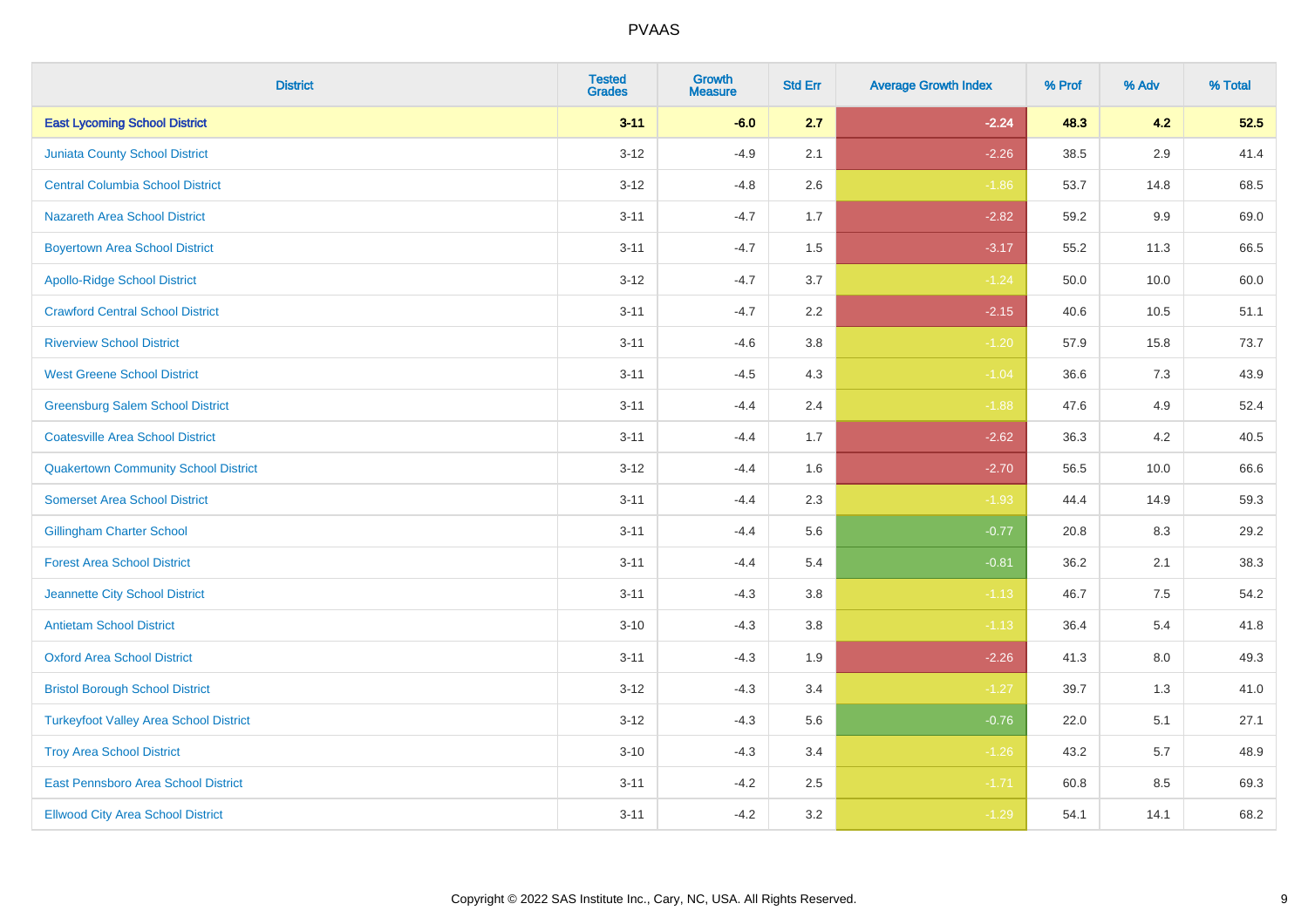| District | Tested Grades | Growth Measure | Std Err | Average Growth Index | % Prof | % Adv | % Total |
|---|---|---|---|---|---|---|---|
| **East Lycoming School District** | **3-11** | **-6.0** | **2.7** | **-2.24** | **48.3** | **4.2** | **52.5** |
| Juniata County School District | 3-12 | -4.9 | 2.1 | -2.26 | 38.5 | 2.9 | 41.4 |
| Central Columbia School District | 3-12 | -4.8 | 2.6 | -1.86 | 53.7 | 14.8 | 68.5 |
| Nazareth Area School District | 3-11 | -4.7 | 1.7 | -2.82 | 59.2 | 9.9 | 69.0 |
| Boyertown Area School District | 3-11 | -4.7 | 1.5 | -3.17 | 55.2 | 11.3 | 66.5 |
| Apollo-Ridge School District | 3-12 | -4.7 | 3.7 | -1.24 | 50.0 | 10.0 | 60.0 |
| Crawford Central School District | 3-11 | -4.7 | 2.2 | -2.15 | 40.6 | 10.5 | 51.1 |
| Riverview School District | 3-11 | -4.6 | 3.8 | -1.20 | 57.9 | 15.8 | 73.7 |
| West Greene School District | 3-11 | -4.5 | 4.3 | -1.04 | 36.6 | 7.3 | 43.9 |
| Greensburg Salem School District | 3-11 | -4.4 | 2.4 | -1.88 | 47.6 | 4.9 | 52.4 |
| Coatesville Area School District | 3-11 | -4.4 | 1.7 | -2.62 | 36.3 | 4.2 | 40.5 |
| Quakertown Community School District | 3-12 | -4.4 | 1.6 | -2.70 | 56.5 | 10.0 | 66.6 |
| Somerset Area School District | 3-11 | -4.4 | 2.3 | -1.93 | 44.4 | 14.9 | 59.3 |
| Gillingham Charter School | 3-11 | -4.4 | 5.6 | -0.77 | 20.8 | 8.3 | 29.2 |
| Forest Area School District | 3-11 | -4.4 | 5.4 | -0.81 | 36.2 | 2.1 | 38.3 |
| Jeannette City School District | 3-11 | -4.3 | 3.8 | -1.13 | 46.7 | 7.5 | 54.2 |
| Antietam School District | 3-10 | -4.3 | 3.8 | -1.13 | 36.4 | 5.4 | 41.8 |
| Oxford Area School District | 3-11 | -4.3 | 1.9 | -2.26 | 41.3 | 8.0 | 49.3 |
| Bristol Borough School District | 3-12 | -4.3 | 3.4 | -1.27 | 39.7 | 1.3 | 41.0 |
| Turkeyfoot Valley Area School District | 3-12 | -4.3 | 5.6 | -0.76 | 22.0 | 5.1 | 27.1 |
| Troy Area School District | 3-10 | -4.3 | 3.4 | -1.26 | 43.2 | 5.7 | 48.9 |
| East Pennsboro Area School District | 3-11 | -4.2 | 2.5 | -1.71 | 60.8 | 8.5 | 69.3 |
| Ellwood City Area School District | 3-11 | -4.2 | 3.2 | -1.29 | 54.1 | 14.1 | 68.2 |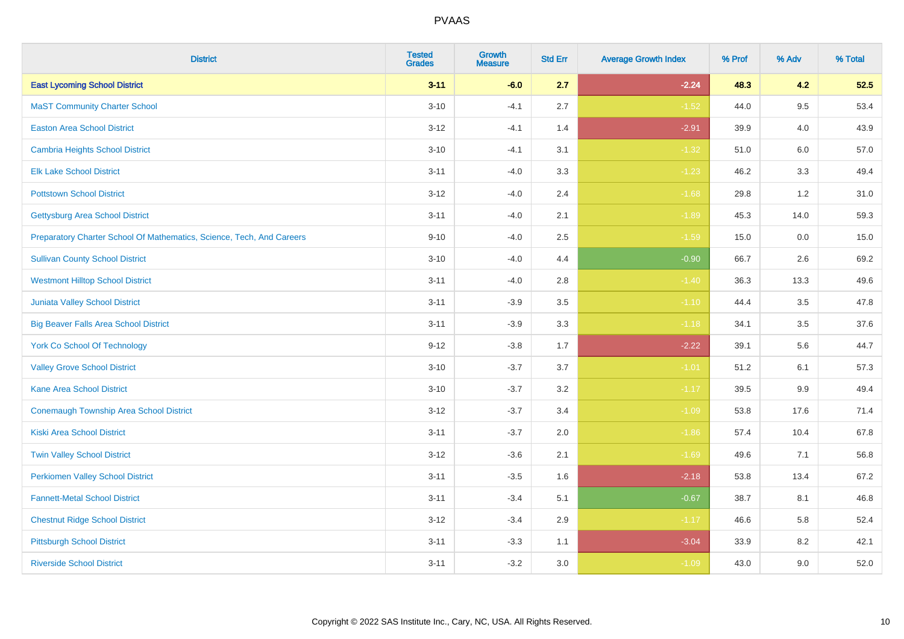| District | Tested Grades | Growth Measure | Std Err | Average Growth Index | % Prof | % Adv | % Total |
|---|---|---|---|---|---|---|---|
| **East Lycoming School District** | **3-11** | **-6.0** | **2.7** | **-2.24** | **48.3** | **4.2** | **52.5** |
| MaST Community Charter School | 3-10 | -4.1 | 2.7 | -1.52 | 44.0 | 9.5 | 53.4 |
| Easton Area School District | 3-12 | -4.1 | 1.4 | -2.91 | 39.9 | 4.0 | 43.9 |
| Cambria Heights School District | 3-10 | -4.1 | 3.1 | -1.32 | 51.0 | 6.0 | 57.0 |
| Elk Lake School District | 3-11 | -4.0 | 3.3 | -1.23 | 46.2 | 3.3 | 49.4 |
| Pottstown School District | 3-12 | -4.0 | 2.4 | -1.68 | 29.8 | 1.2 | 31.0 |
| Gettysburg Area School District | 3-11 | -4.0 | 2.1 | -1.89 | 45.3 | 14.0 | 59.3 |
| Preparatory Charter School Of Mathematics, Science, Tech, And Careers | 9-10 | -4.0 | 2.5 | -1.59 | 15.0 | 0.0 | 15.0 |
| Sullivan County School District | 3-10 | -4.0 | 4.4 | -0.90 | 66.7 | 2.6 | 69.2 |
| Westmont Hilltop School District | 3-11 | -4.0 | 2.8 | -1.40 | 36.3 | 13.3 | 49.6 |
| Juniata Valley School District | 3-11 | -3.9 | 3.5 | -1.10 | 44.4 | 3.5 | 47.8 |
| Big Beaver Falls Area School District | 3-11 | -3.9 | 3.3 | -1.18 | 34.1 | 3.5 | 37.6 |
| York Co School Of Technology | 9-12 | -3.8 | 1.7 | -2.22 | 39.1 | 5.6 | 44.7 |
| Valley Grove School District | 3-10 | -3.7 | 3.7 | -1.01 | 51.2 | 6.1 | 57.3 |
| Kane Area School District | 3-10 | -3.7 | 3.2 | -1.17 | 39.5 | 9.9 | 49.4 |
| Conemaugh Township Area School District | 3-12 | -3.7 | 3.4 | -1.09 | 53.8 | 17.6 | 71.4 |
| Kiski Area School District | 3-11 | -3.7 | 2.0 | -1.86 | 57.4 | 10.4 | 67.8 |
| Twin Valley School District | 3-12 | -3.6 | 2.1 | -1.69 | 49.6 | 7.1 | 56.8 |
| Perkiomen Valley School District | 3-11 | -3.5 | 1.6 | -2.18 | 53.8 | 13.4 | 67.2 |
| Fannett-Metal School District | 3-11 | -3.4 | 5.1 | -0.67 | 38.7 | 8.1 | 46.8 |
| Chestnut Ridge School District | 3-12 | -3.4 | 2.9 | -1.17 | 46.6 | 5.8 | 52.4 |
| Pittsburgh School District | 3-11 | -3.3 | 1.1 | -3.04 | 33.9 | 8.2 | 42.1 |
| Riverside School District | 3-11 | -3.2 | 3.0 | -1.09 | 43.0 | 9.0 | 52.0 |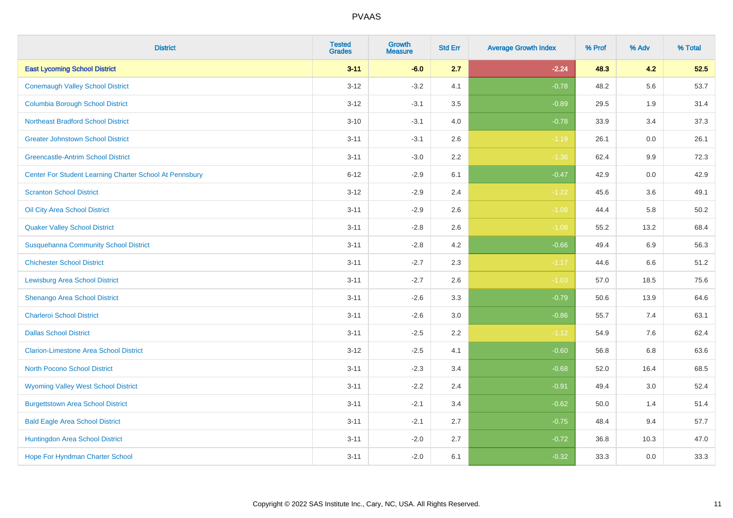# PVAAS

| District | Tested Grades | Growth Measure | Std Err | Average Growth Index | % Prof | % Adv | % Total |
|---|---|---|---|---|---|---|---|
| **East Lycoming School District** | **3-11** | **-6.0** | **2.7** | **-2.24** | **48.3** | **4.2** | **52.5** |
| Conemaugh Valley School District | 3-12 | -3.2 | 4.1 | -0.78 | 48.2 | 5.6 | 53.7 |
| Columbia Borough School District | 3-12 | -3.1 | 3.5 | -0.89 | 29.5 | 1.9 | 31.4 |
| Northeast Bradford School District | 3-10 | -3.1 | 4.0 | -0.78 | 33.9 | 3.4 | 37.3 |
| Greater Johnstown School District | 3-11 | -3.1 | 2.6 | -1.19 | 26.1 | 0.0 | 26.1 |
| Greencastle-Antrim School District | 3-11 | -3.0 | 2.2 | -1.36 | 62.4 | 9.9 | 72.3 |
| Center For Student Learning Charter School At Pennsbury | 6-12 | -2.9 | 6.1 | -0.47 | 42.9 | 0.0 | 42.9 |
| Scranton School District | 3-12 | -2.9 | 2.4 | -1.22 | 45.6 | 3.6 | 49.1 |
| Oil City Area School District | 3-11 | -2.9 | 2.6 | -1.08 | 44.4 | 5.8 | 50.2 |
| Quaker Valley School District | 3-11 | -2.8 | 2.6 | -1.08 | 55.2 | 13.2 | 68.4 |
| Susquehanna Community School District | 3-11 | -2.8 | 4.2 | -0.66 | 49.4 | 6.9 | 56.3 |
| Chichester School District | 3-11 | -2.7 | 2.3 | -1.17 | 44.6 | 6.6 | 51.2 |
| Lewisburg Area School District | 3-11 | -2.7 | 2.6 | -1.03 | 57.0 | 18.5 | 75.6 |
| Shenango Area School District | 3-11 | -2.6 | 3.3 | -0.79 | 50.6 | 13.9 | 64.6 |
| Charleroi School District | 3-11 | -2.6 | 3.0 | -0.86 | 55.7 | 7.4 | 63.1 |
| Dallas School District | 3-11 | -2.5 | 2.2 | -1.12 | 54.9 | 7.6 | 62.4 |
| Clarion-Limestone Area School District | 3-12 | -2.5 | 4.1 | -0.60 | 56.8 | 6.8 | 63.6 |
| North Pocono School District | 3-11 | -2.3 | 3.4 | -0.68 | 52.0 | 16.4 | 68.5 |
| Wyoming Valley West School District | 3-11 | -2.2 | 2.4 | -0.91 | 49.4 | 3.0 | 52.4 |
| Burgettstown Area School District | 3-11 | -2.1 | 3.4 | -0.62 | 50.0 | 1.4 | 51.4 |
| Bald Eagle Area School District | 3-11 | -2.1 | 2.7 | -0.75 | 48.4 | 9.4 | 57.7 |
| Huntingdon Area School District | 3-11 | -2.0 | 2.7 | -0.72 | 36.8 | 10.3 | 47.0 |
| Hope For Hyndman Charter School | 3-11 | -2.0 | 6.1 | -0.32 | 33.3 | 0.0 | 33.3 |

Copyright © 2022 SAS Institute Inc., Cary, NC, USA. All Rights Reserved.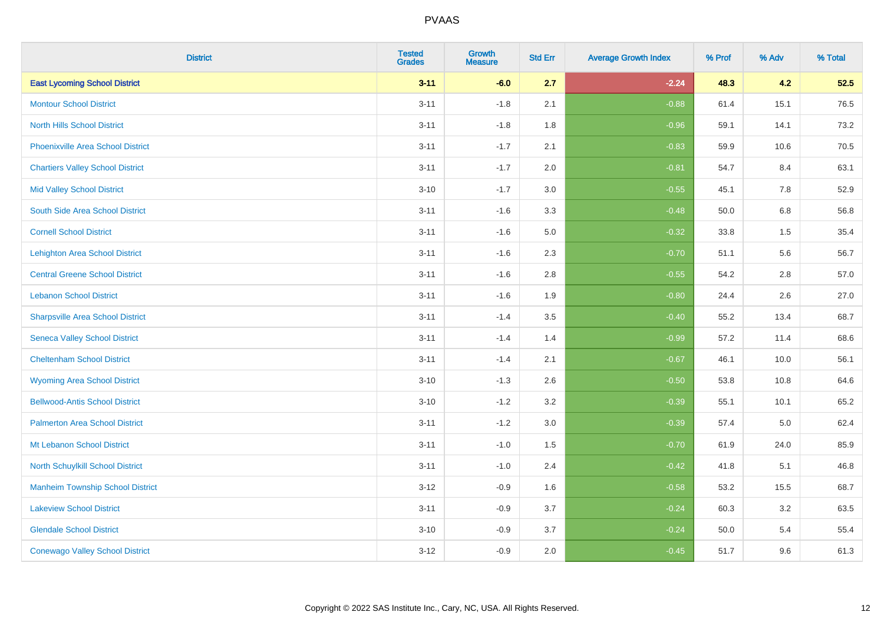| District | Tested Grades | Growth Measure | Std Err | Average Growth Index | % Prof | % Adv | % Total |
|---|---|---|---|---|---|---|---|
| **East Lycoming School District** | **3-11** | **-6.0** | **2.7** | **-2.24** | **48.3** | **4.2** | **52.5** |
| Montour School District | 3-11 | -1.8 | 2.1 | -0.88 | 61.4 | 15.1 | 76.5 |
| North Hills School District | 3-11 | -1.8 | 1.8 | -0.96 | 59.1 | 14.1 | 73.2 |
| Phoenixville Area School District | 3-11 | -1.7 | 2.1 | -0.83 | 59.9 | 10.6 | 70.5 |
| Chartiers Valley School District | 3-11 | -1.7 | 2.0 | -0.81 | 54.7 | 8.4 | 63.1 |
| Mid Valley School District | 3-10 | -1.7 | 3.0 | -0.55 | 45.1 | 7.8 | 52.9 |
| South Side Area School District | 3-11 | -1.6 | 3.3 | -0.48 | 50.0 | 6.8 | 56.8 |
| Cornell School District | 3-11 | -1.6 | 5.0 | -0.32 | 33.8 | 1.5 | 35.4 |
| Lehighton Area School District | 3-11 | -1.6 | 2.3 | -0.70 | 51.1 | 5.6 | 56.7 |
| Central Greene School District | 3-11 | -1.6 | 2.8 | -0.55 | 54.2 | 2.8 | 57.0 |
| Lebanon School District | 3-11 | -1.6 | 1.9 | -0.80 | 24.4 | 2.6 | 27.0 |
| Sharpsville Area School District | 3-11 | -1.4 | 3.5 | -0.40 | 55.2 | 13.4 | 68.7 |
| Seneca Valley School District | 3-11 | -1.4 | 1.4 | -0.99 | 57.2 | 11.4 | 68.6 |
| Cheltenham School District | 3-11 | -1.4 | 2.1 | -0.67 | 46.1 | 10.0 | 56.1 |
| Wyoming Area School District | 3-10 | -1.3 | 2.6 | -0.50 | 53.8 | 10.8 | 64.6 |
| Bellwood-Antis School District | 3-10 | -1.2 | 3.2 | -0.39 | 55.1 | 10.1 | 65.2 |
| Palmerton Area School District | 3-11 | -1.2 | 3.0 | -0.39 | 57.4 | 5.0 | 62.4 |
| Mt Lebanon School District | 3-11 | -1.0 | 1.5 | -0.70 | 61.9 | 24.0 | 85.9 |
| North Schuylkill School District | 3-11 | -1.0 | 2.4 | -0.42 | 41.8 | 5.1 | 46.8 |
| Manheim Township School District | 3-12 | -0.9 | 1.6 | -0.58 | 53.2 | 15.5 | 68.7 |
| Lakeview School District | 3-11 | -0.9 | 3.7 | -0.24 | 60.3 | 3.2 | 63.5 |
| Glendale School District | 3-10 | -0.9 | 3.7 | -0.24 | 50.0 | 5.4 | 55.4 |
| Conewago Valley School District | 3-12 | -0.9 | 2.0 | -0.45 | 51.7 | 9.6 | 61.3 |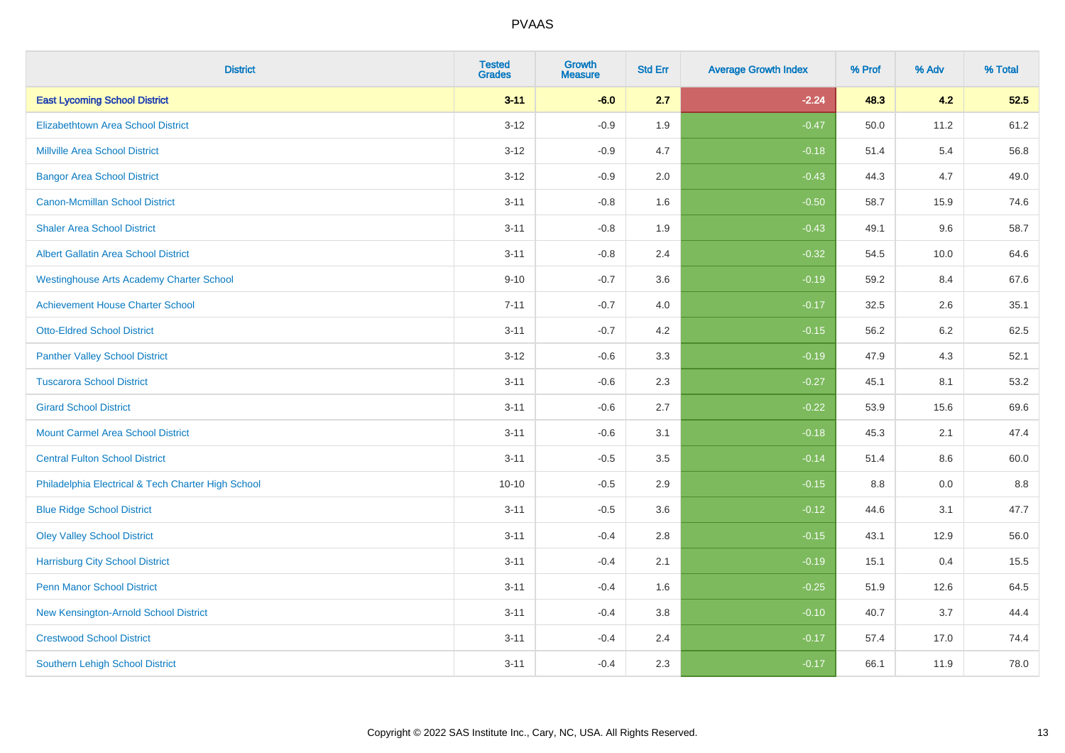# PVAAS

| District | Tested Grades | Growth Measure | Std Err | Average Growth Index | % Prof | % Adv | % Total |
|---|---|---|---|---|---|---|---|
| **East Lycoming School District** | **3-11** | **-6.0** | **2.7** | **-2.24** | **48.3** | **4.2** | **52.5** |
| Elizabethtown Area School District | 3-12 | -0.9 | 1.9 | -0.47 | 50.0 | 11.2 | 61.2 |
| Millville Area School District | 3-12 | -0.9 | 4.7 | -0.18 | 51.4 | 5.4 | 56.8 |
| Bangor Area School District | 3-12 | -0.9 | 2.0 | -0.43 | 44.3 | 4.7 | 49.0 |
| Canon-Mcmillan School District | 3-11 | -0.8 | 1.6 | -0.50 | 58.7 | 15.9 | 74.6 |
| Shaler Area School District | 3-11 | -0.8 | 1.9 | -0.43 | 49.1 | 9.6 | 58.7 |
| Albert Gallatin Area School District | 3-11 | -0.8 | 2.4 | -0.32 | 54.5 | 10.0 | 64.6 |
| Westinghouse Arts Academy Charter School | 9-10 | -0.7 | 3.6 | -0.19 | 59.2 | 8.4 | 67.6 |
| Achievement House Charter School | 7-11 | -0.7 | 4.0 | -0.17 | 32.5 | 2.6 | 35.1 |
| Otto-Eldred School District | 3-11 | -0.7 | 4.2 | -0.15 | 56.2 | 6.2 | 62.5 |
| Panther Valley School District | 3-12 | -0.6 | 3.3 | -0.19 | 47.9 | 4.3 | 52.1 |
| Tuscarora School District | 3-11 | -0.6 | 2.3 | -0.27 | 45.1 | 8.1 | 53.2 |
| Girard School District | 3-11 | -0.6 | 2.7 | -0.22 | 53.9 | 15.6 | 69.6 |
| Mount Carmel Area School District | 3-11 | -0.6 | 3.1 | -0.18 | 45.3 | 2.1 | 47.4 |
| Central Fulton School District | 3-11 | -0.5 | 3.5 | -0.14 | 51.4 | 8.6 | 60.0 |
| Philadelphia Electrical & Tech Charter High School | 10-10 | -0.5 | 2.9 | -0.15 | 8.8 | 0.0 | 8.8 |
| Blue Ridge School District | 3-11 | -0.5 | 3.6 | -0.12 | 44.6 | 3.1 | 47.7 |
| Oley Valley School District | 3-11 | -0.4 | 2.8 | -0.15 | 43.1 | 12.9 | 56.0 |
| Harrisburg City School District | 3-11 | -0.4 | 2.1 | -0.19 | 15.1 | 0.4 | 15.5 |
| Penn Manor School District | 3-11 | -0.4 | 1.6 | -0.25 | 51.9 | 12.6 | 64.5 |
| New Kensington-Arnold School District | 3-11 | -0.4 | 3.8 | -0.10 | 40.7 | 3.7 | 44.4 |
| Crestwood School District | 3-11 | -0.4 | 2.4 | -0.17 | 57.4 | 17.0 | 74.4 |
| Southern Lehigh School District | 3-11 | -0.4 | 2.3 | -0.17 | 66.1 | 11.9 | 78.0 |

Copyright © 2022 SAS Institute Inc., Cary, NC, USA. All Rights Reserved.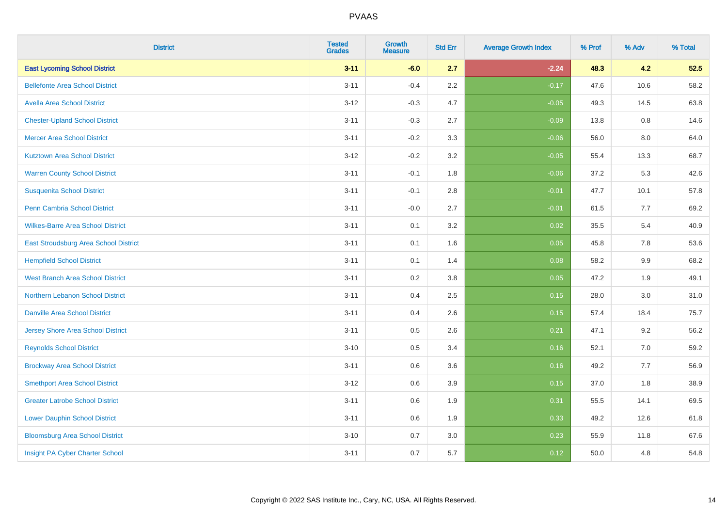# PVAAS

| District | Tested Grades | Growth Measure | Std Err | Average Growth Index | % Prof | % Adv | % Total |
|---|---|---|---|---|---|---|---|
| **East Lycoming School District** | **3-11** | **-6.0** | **2.7** | **-2.24** | **48.3** | **4.2** | **52.5** |
| Bellefonte Area School District | 3-11 | -0.4 | 2.2 | -0.17 | 47.6 | 10.6 | 58.2 |
| Avella Area School District | 3-12 | -0.3 | 4.7 | -0.05 | 49.3 | 14.5 | 63.8 |
| Chester-Upland School District | 3-11 | -0.3 | 2.7 | -0.09 | 13.8 | 0.8 | 14.6 |
| Mercer Area School District | 3-11 | -0.2 | 3.3 | -0.06 | 56.0 | 8.0 | 64.0 |
| Kutztown Area School District | 3-12 | -0.2 | 3.2 | -0.05 | 55.4 | 13.3 | 68.7 |
| Warren County School District | 3-11 | -0.1 | 1.8 | -0.06 | 37.2 | 5.3 | 42.6 |
| Susquenita School District | 3-11 | -0.1 | 2.8 | -0.01 | 47.7 | 10.1 | 57.8 |
| Penn Cambria School District | 3-11 | -0.0 | 2.7 | -0.01 | 61.5 | 7.7 | 69.2 |
| Wilkes-Barre Area School District | 3-11 | 0.1 | 3.2 | 0.02 | 35.5 | 5.4 | 40.9 |
| East Stroudsburg Area School District | 3-11 | 0.1 | 1.6 | 0.05 | 45.8 | 7.8 | 53.6 |
| Hempfield School District | 3-11 | 0.1 | 1.4 | 0.08 | 58.2 | 9.9 | 68.2 |
| West Branch Area School District | 3-11 | 0.2 | 3.8 | 0.05 | 47.2 | 1.9 | 49.1 |
| Northern Lebanon School District | 3-11 | 0.4 | 2.5 | 0.15 | 28.0 | 3.0 | 31.0 |
| Danville Area School District | 3-11 | 0.4 | 2.6 | 0.15 | 57.4 | 18.4 | 75.7 |
| Jersey Shore Area School District | 3-11 | 0.5 | 2.6 | 0.21 | 47.1 | 9.2 | 56.2 |
| Reynolds School District | 3-10 | 0.5 | 3.4 | 0.16 | 52.1 | 7.0 | 59.2 |
| Brockway Area School District | 3-11 | 0.6 | 3.6 | 0.16 | 49.2 | 7.7 | 56.9 |
| Smethport Area School District | 3-12 | 0.6 | 3.9 | 0.15 | 37.0 | 1.8 | 38.9 |
| Greater Latrobe School District | 3-11 | 0.6 | 1.9 | 0.31 | 55.5 | 14.1 | 69.5 |
| Lower Dauphin School District | 3-11 | 0.6 | 1.9 | 0.33 | 49.2 | 12.6 | 61.8 |
| Bloomsburg Area School District | 3-10 | 0.7 | 3.0 | 0.23 | 55.9 | 11.8 | 67.6 |
| Insight PA Cyber Charter School | 3-11 | 0.7 | 5.7 | 0.12 | 50.0 | 4.8 | 54.8 |

Copyright © 2022 SAS Institute Inc., Cary, NC, USA. All Rights Reserved.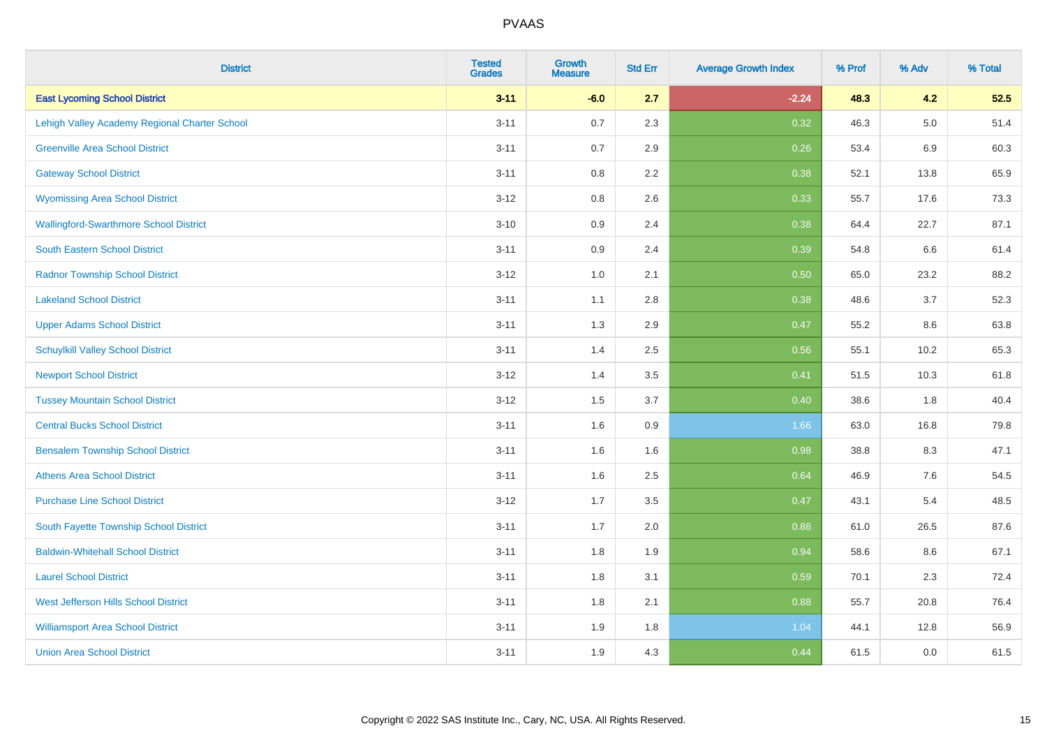| District | Tested Grades | Growth Measure | Std Err | Average Growth Index | % Prof | % Adv | % Total |
|---|---|---|---|---|---|---|---|
| **East Lycoming School District** | **3-11** | **-6.0** | **2.7** | **-2.24** | **48.3** | **4.2** | **52.5** |
| Lehigh Valley Academy Regional Charter School | 3-11 | 0.7 | 2.3 | 0.32 | 46.3 | 5.0 | 51.4 |
| Greenville Area School District | 3-11 | 0.7 | 2.9 | 0.26 | 53.4 | 6.9 | 60.3 |
| Gateway School District | 3-11 | 0.8 | 2.2 | 0.38 | 52.1 | 13.8 | 65.9 |
| Wyomissing Area School District | 3-12 | 0.8 | 2.6 | 0.33 | 55.7 | 17.6 | 73.3 |
| Wallingford-Swarthmore School District | 3-10 | 0.9 | 2.4 | 0.38 | 64.4 | 22.7 | 87.1 |
| South Eastern School District | 3-11 | 0.9 | 2.4 | 0.39 | 54.8 | 6.6 | 61.4 |
| Radnor Township School District | 3-12 | 1.0 | 2.1 | 0.50 | 65.0 | 23.2 | 88.2 |
| Lakeland School District | 3-11 | 1.1 | 2.8 | 0.38 | 48.6 | 3.7 | 52.3 |
| Upper Adams School District | 3-11 | 1.3 | 2.9 | 0.47 | 55.2 | 8.6 | 63.8 |
| Schuylkill Valley School District | 3-11 | 1.4 | 2.5 | 0.56 | 55.1 | 10.2 | 65.3 |
| Newport School District | 3-12 | 1.4 | 3.5 | 0.41 | 51.5 | 10.3 | 61.8 |
| Tussey Mountain School District | 3-12 | 1.5 | 3.7 | 0.40 | 38.6 | 1.8 | 40.4 |
| Central Bucks School District | 3-11 | 1.6 | 0.9 | 1.66 | 63.0 | 16.8 | 79.8 |
| Bensalem Township School District | 3-11 | 1.6 | 1.6 | 0.98 | 38.8 | 8.3 | 47.1 |
| Athens Area School District | 3-11 | 1.6 | 2.5 | 0.64 | 46.9 | 7.6 | 54.5 |
| Purchase Line School District | 3-12 | 1.7 | 3.5 | 0.47 | 43.1 | 5.4 | 48.5 |
| South Fayette Township School District | 3-11 | 1.7 | 2.0 | 0.88 | 61.0 | 26.5 | 87.6 |
| Baldwin-Whitehall School District | 3-11 | 1.8 | 1.9 | 0.94 | 58.6 | 8.6 | 67.1 |
| Laurel School District | 3-11 | 1.8 | 3.1 | 0.59 | 70.1 | 2.3 | 72.4 |
| West Jefferson Hills School District | 3-11 | 1.8 | 2.1 | 0.88 | 55.7 | 20.8 | 76.4 |
| Williamsport Area School District | 3-11 | 1.9 | 1.8 | 1.04 | 44.1 | 12.8 | 56.9 |
| Union Area School District | 3-11 | 1.9 | 4.3 | 0.44 | 61.5 | 0.0 | 61.5 |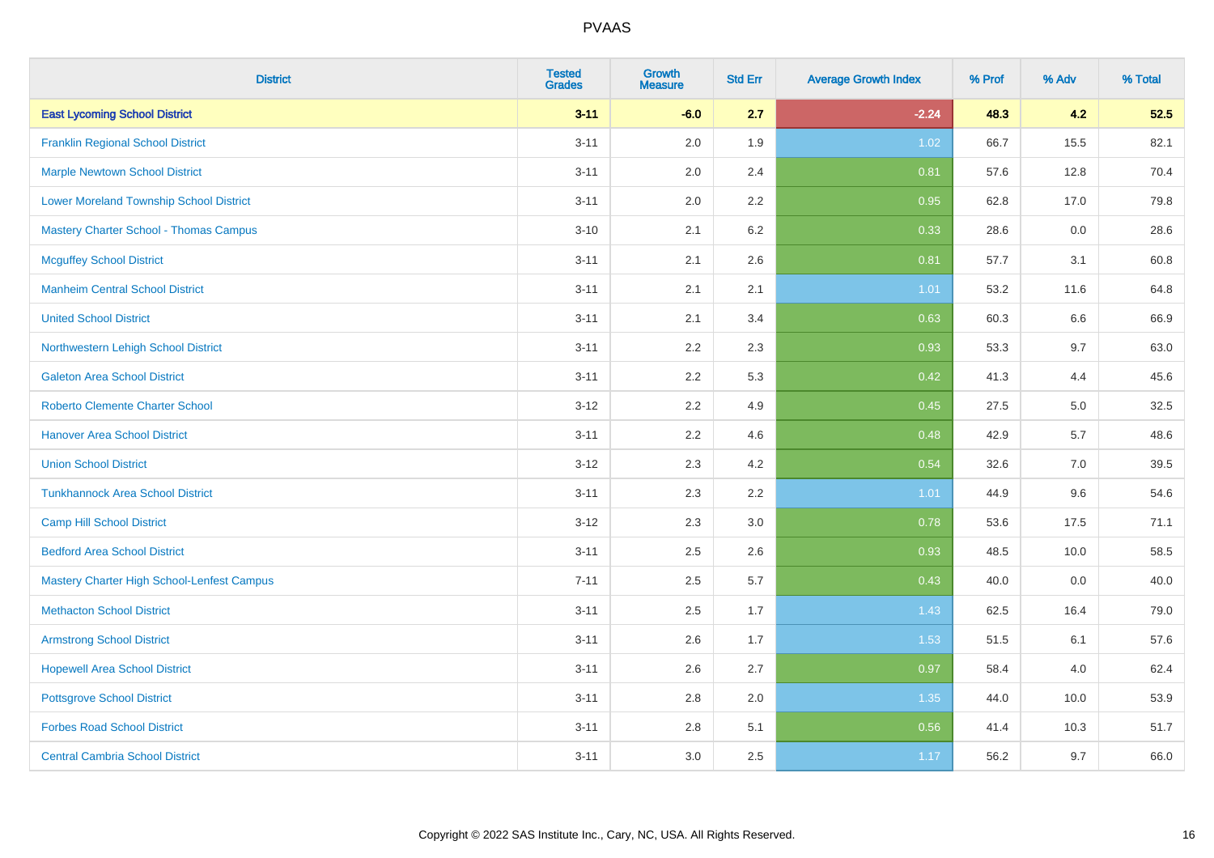| District | Tested Grades | Growth Measure | Std Err | Average Growth Index | % Prof | % Adv | % Total |
|---|---|---|---|---|---|---|---|
| **East Lycoming School District** | **3-11** | **-6.0** | **2.7** | **-2.24** | **48.3** | **4.2** | **52.5** |
| Franklin Regional School District | 3-11 | 2.0 | 1.9 | 1.02 | 66.7 | 15.5 | 82.1 |
| Marple Newtown School District | 3-11 | 2.0 | 2.4 | 0.81 | 57.6 | 12.8 | 70.4 |
| Lower Moreland Township School District | 3-11 | 2.0 | 2.2 | 0.95 | 62.8 | 17.0 | 79.8 |
| Mastery Charter School - Thomas Campus | 3-10 | 2.1 | 6.2 | 0.33 | 28.6 | 0.0 | 28.6 |
| Mcguffey School District | 3-11 | 2.1 | 2.6 | 0.81 | 57.7 | 3.1 | 60.8 |
| Manheim Central School District | 3-11 | 2.1 | 2.1 | 1.01 | 53.2 | 11.6 | 64.8 |
| United School District | 3-11 | 2.1 | 3.4 | 0.63 | 60.3 | 6.6 | 66.9 |
| Northwestern Lehigh School District | 3-11 | 2.2 | 2.3 | 0.93 | 53.3 | 9.7 | 63.0 |
| Galeton Area School District | 3-11 | 2.2 | 5.3 | 0.42 | 41.3 | 4.4 | 45.6 |
| Roberto Clemente Charter School | 3-12 | 2.2 | 4.9 | 0.45 | 27.5 | 5.0 | 32.5 |
| Hanover Area School District | 3-11 | 2.2 | 4.6 | 0.48 | 42.9 | 5.7 | 48.6 |
| Union School District | 3-12 | 2.3 | 4.2 | 0.54 | 32.6 | 7.0 | 39.5 |
| Tunkhannock Area School District | 3-11 | 2.3 | 2.2 | 1.01 | 44.9 | 9.6 | 54.6 |
| Camp Hill School District | 3-12 | 2.3 | 3.0 | 0.78 | 53.6 | 17.5 | 71.1 |
| Bedford Area School District | 3-11 | 2.5 | 2.6 | 0.93 | 48.5 | 10.0 | 58.5 |
| Mastery Charter High School-Lenfest Campus | 7-11 | 2.5 | 5.7 | 0.43 | 40.0 | 0.0 | 40.0 |
| Methacton School District | 3-11 | 2.5 | 1.7 | 1.43 | 62.5 | 16.4 | 79.0 |
| Armstrong School District | 3-11 | 2.6 | 1.7 | 1.53 | 51.5 | 6.1 | 57.6 |
| Hopewell Area School District | 3-11 | 2.6 | 2.7 | 0.97 | 58.4 | 4.0 | 62.4 |
| Pottsgrove School District | 3-11 | 2.8 | 2.0 | 1.35 | 44.0 | 10.0 | 53.9 |
| Forbes Road School District | 3-11 | 2.8 | 5.1 | 0.56 | 41.4 | 10.3 | 51.7 |
| Central Cambria School District | 3-11 | 3.0 | 2.5 | 1.17 | 56.2 | 9.7 | 66.0 |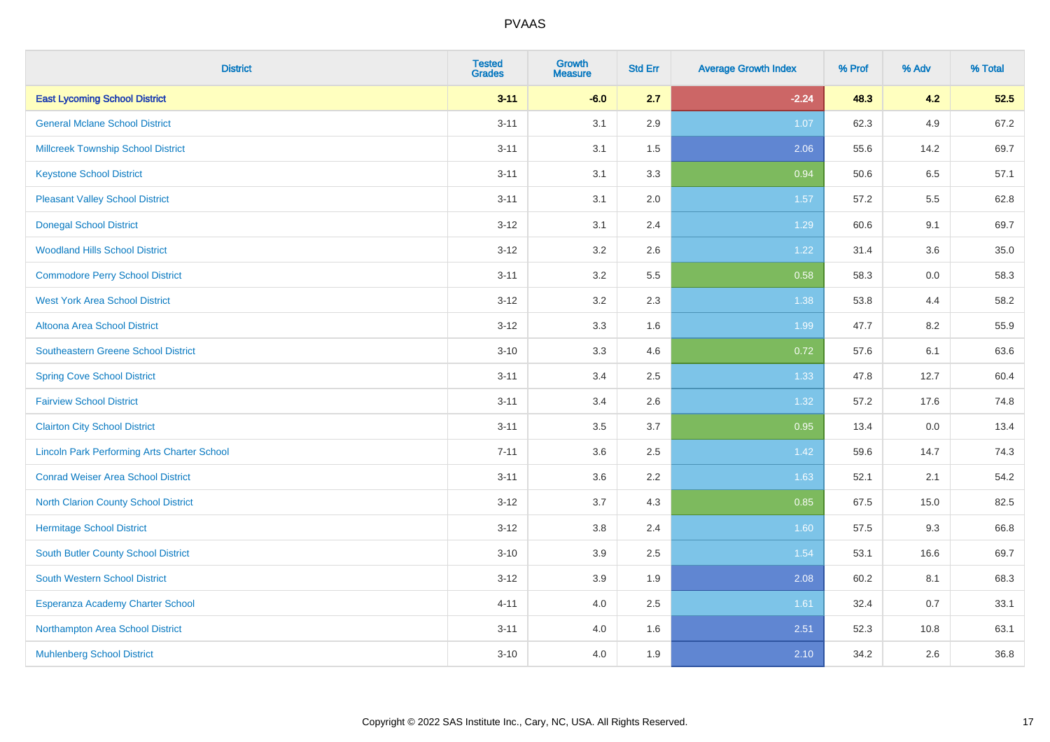# PVAAS

| District | Tested Grades | Growth Measure | Std Err | Average Growth Index | % Prof | % Adv | % Total |
|---|---|---|---|---|---|---|---|
| **East Lycoming School District** | **3-11** | **-6.0** | **2.7** | **-2.24** | **48.3** | **4.2** | **52.5** |
| General Mclane School District | 3-11 | 3.1 | 2.9 | 1.07 | 62.3 | 4.9 | 67.2 |
| Millcreek Township School District | 3-11 | 3.1 | 1.5 | 2.06 | 55.6 | 14.2 | 69.7 |
| Keystone School District | 3-11 | 3.1 | 3.3 | 0.94 | 50.6 | 6.5 | 57.1 |
| Pleasant Valley School District | 3-11 | 3.1 | 2.0 | 1.57 | 57.2 | 5.5 | 62.8 |
| Donegal School District | 3-12 | 3.1 | 2.4 | 1.29 | 60.6 | 9.1 | 69.7 |
| Woodland Hills School District | 3-12 | 3.2 | 2.6 | 1.22 | 31.4 | 3.6 | 35.0 |
| Commodore Perry School District | 3-11 | 3.2 | 5.5 | 0.58 | 58.3 | 0.0 | 58.3 |
| West York Area School District | 3-12 | 3.2 | 2.3 | 1.38 | 53.8 | 4.4 | 58.2 |
| Altoona Area School District | 3-12 | 3.3 | 1.6 | 1.99 | 47.7 | 8.2 | 55.9 |
| Southeastern Greene School District | 3-10 | 3.3 | 4.6 | 0.72 | 57.6 | 6.1 | 63.6 |
| Spring Cove School District | 3-11 | 3.4 | 2.5 | 1.33 | 47.8 | 12.7 | 60.4 |
| Fairview School District | 3-11 | 3.4 | 2.6 | 1.32 | 57.2 | 17.6 | 74.8 |
| Clairton City School District | 3-11 | 3.5 | 3.7 | 0.95 | 13.4 | 0.0 | 13.4 |
| Lincoln Park Performing Arts Charter School | 7-11 | 3.6 | 2.5 | 1.42 | 59.6 | 14.7 | 74.3 |
| Conrad Weiser Area School District | 3-11 | 3.6 | 2.2 | 1.63 | 52.1 | 2.1 | 54.2 |
| North Clarion County School District | 3-12 | 3.7 | 4.3 | 0.85 | 67.5 | 15.0 | 82.5 |
| Hermitage School District | 3-12 | 3.8 | 2.4 | 1.60 | 57.5 | 9.3 | 66.8 |
| South Butler County School District | 3-10 | 3.9 | 2.5 | 1.54 | 53.1 | 16.6 | 69.7 |
| South Western School District | 3-12 | 3.9 | 1.9 | 2.08 | 60.2 | 8.1 | 68.3 |
| Esperanza Academy Charter School | 4-11 | 4.0 | 2.5 | 1.61 | 32.4 | 0.7 | 33.1 |
| Northampton Area School District | 3-11 | 4.0 | 1.6 | 2.51 | 52.3 | 10.8 | 63.1 |
| Muhlenberg School District | 3-10 | 4.0 | 1.9 | 2.10 | 34.2 | 2.6 | 36.8 |

Copyright © 2022 SAS Institute Inc., Cary, NC, USA. All Rights Reserved.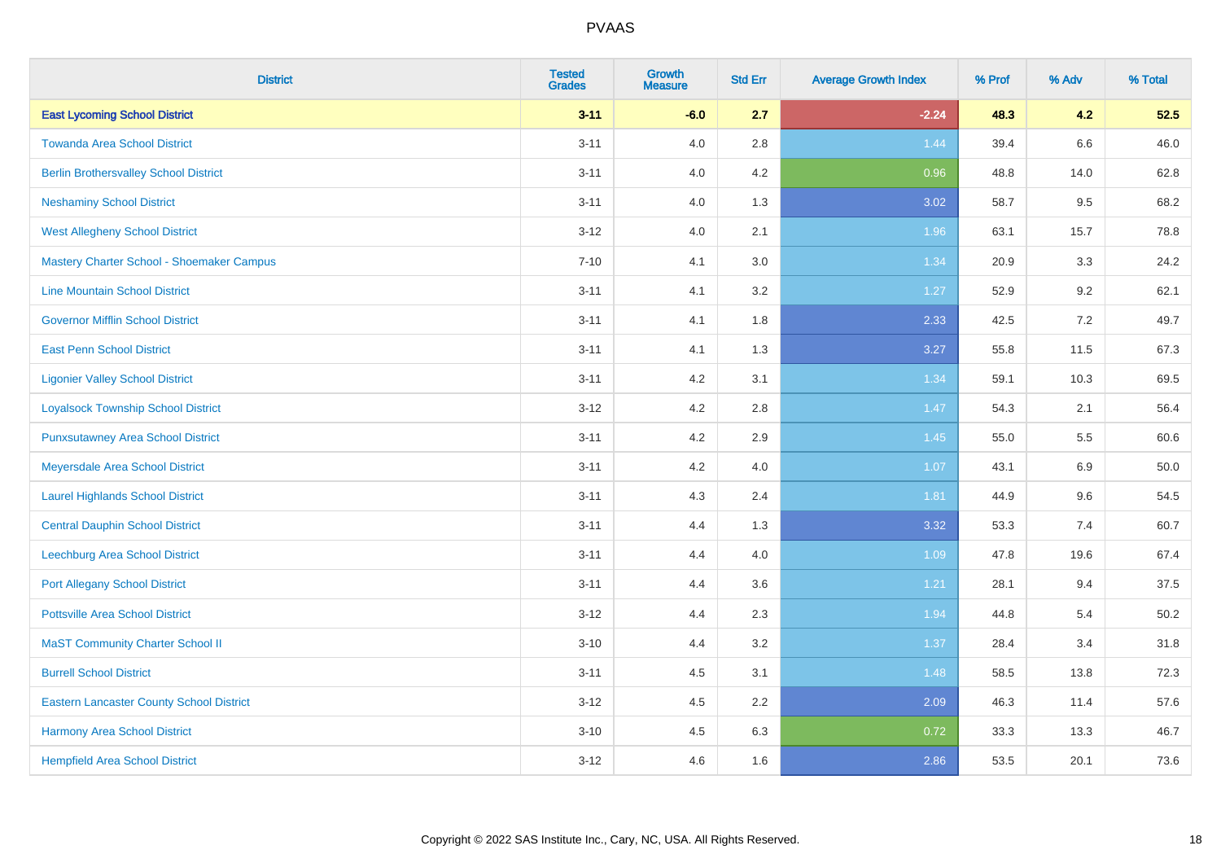| District | Tested Grades | Growth Measure | Std Err | Average Growth Index | % Prof | % Adv | % Total |
|---|---|---|---|---|---|---|---|
| **East Lycoming School District** | **3-11** | **-6.0** | **2.7** | **-2.24** | **48.3** | **4.2** | **52.5** |
| Towanda Area School District | 3-11 | 4.0 | 2.8 | 1.44 | 39.4 | 6.6 | 46.0 |
| Berlin Brothersvalley School District | 3-11 | 4.0 | 4.2 | 0.96 | 48.8 | 14.0 | 62.8 |
| Neshaminy School District | 3-11 | 4.0 | 1.3 | 3.02 | 58.7 | 9.5 | 68.2 |
| West Allegheny School District | 3-12 | 4.0 | 2.1 | 1.96 | 63.1 | 15.7 | 78.8 |
| Mastery Charter School - Shoemaker Campus | 7-10 | 4.1 | 3.0 | 1.34 | 20.9 | 3.3 | 24.2 |
| Line Mountain School District | 3-11 | 4.1 | 3.2 | 1.27 | 52.9 | 9.2 | 62.1 |
| Governor Mifflin School District | 3-11 | 4.1 | 1.8 | 2.33 | 42.5 | 7.2 | 49.7 |
| East Penn School District | 3-11 | 4.1 | 1.3 | 3.27 | 55.8 | 11.5 | 67.3 |
| Ligonier Valley School District | 3-11 | 4.2 | 3.1 | 1.34 | 59.1 | 10.3 | 69.5 |
| Loyalsock Township School District | 3-12 | 4.2 | 2.8 | 1.47 | 54.3 | 2.1 | 56.4 |
| Punxsutawney Area School District | 3-11 | 4.2 | 2.9 | 1.45 | 55.0 | 5.5 | 60.6 |
| Meyersdale Area School District | 3-11 | 4.2 | 4.0 | 1.07 | 43.1 | 6.9 | 50.0 |
| Laurel Highlands School District | 3-11 | 4.3 | 2.4 | 1.81 | 44.9 | 9.6 | 54.5 |
| Central Dauphin School District | 3-11 | 4.4 | 1.3 | 3.32 | 53.3 | 7.4 | 60.7 |
| Leechburg Area School District | 3-11 | 4.4 | 4.0 | 1.09 | 47.8 | 19.6 | 67.4 |
| Port Allegany School District | 3-11 | 4.4 | 3.6 | 1.21 | 28.1 | 9.4 | 37.5 |
| Pottsville Area School District | 3-12 | 4.4 | 2.3 | 1.94 | 44.8 | 5.4 | 50.2 |
| MaST Community Charter School II | 3-10 | 4.4 | 3.2 | 1.37 | 28.4 | 3.4 | 31.8 |
| Burrell School District | 3-11 | 4.5 | 3.1 | 1.48 | 58.5 | 13.8 | 72.3 |
| Eastern Lancaster County School District | 3-12 | 4.5 | 2.2 | 2.09 | 46.3 | 11.4 | 57.6 |
| Harmony Area School District | 3-10 | 4.5 | 6.3 | 0.72 | 33.3 | 13.3 | 46.7 |
| Hempfield Area School District | 3-12 | 4.6 | 1.6 | 2.86 | 53.5 | 20.1 | 73.6 |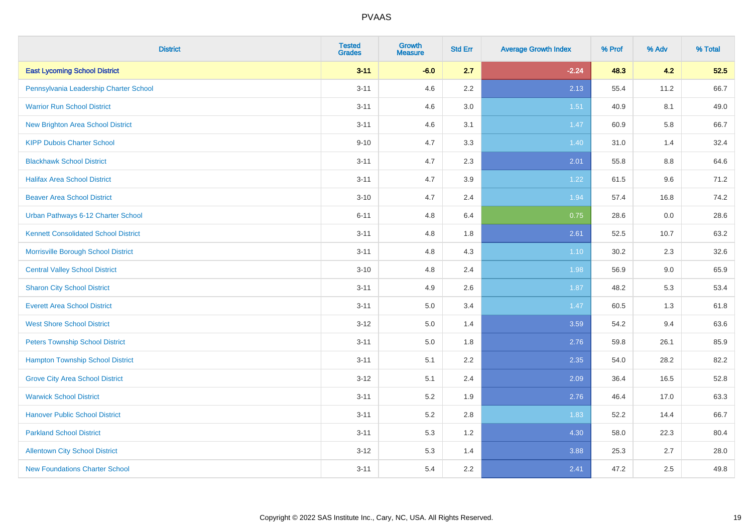| District | Tested Grades | Growth Measure | Std Err | Average Growth Index | % Prof | % Adv | % Total |
|---|---|---|---|---|---|---|---|
| **East Lycoming School District** | **3-11** | **-6.0** | **2.7** | **-2.24** | **48.3** | **4.2** | **52.5** |
| Pennsylvania Leadership Charter School | 3-11 | 4.6 | 2.2 | 2.13 | 55.4 | 11.2 | 66.7 |
| Warrior Run School District | 3-11 | 4.6 | 3.0 | 1.51 | 40.9 | 8.1 | 49.0 |
| New Brighton Area School District | 3-11 | 4.6 | 3.1 | 1.47 | 60.9 | 5.8 | 66.7 |
| KIPP Dubois Charter School | 9-10 | 4.7 | 3.3 | 1.40 | 31.0 | 1.4 | 32.4 |
| Blackhawk School District | 3-11 | 4.7 | 2.3 | 2.01 | 55.8 | 8.8 | 64.6 |
| Halifax Area School District | 3-11 | 4.7 | 3.9 | 1.22 | 61.5 | 9.6 | 71.2 |
| Beaver Area School District | 3-10 | 4.7 | 2.4 | 1.94 | 57.4 | 16.8 | 74.2 |
| Urban Pathways 6-12 Charter School | 6-11 | 4.8 | 6.4 | 0.75 | 28.6 | 0.0 | 28.6 |
| Kennett Consolidated School District | 3-11 | 4.8 | 1.8 | 2.61 | 52.5 | 10.7 | 63.2 |
| Morrisville Borough School District | 3-11 | 4.8 | 4.3 | 1.10 | 30.2 | 2.3 | 32.6 |
| Central Valley School District | 3-10 | 4.8 | 2.4 | 1.98 | 56.9 | 9.0 | 65.9 |
| Sharon City School District | 3-11 | 4.9 | 2.6 | 1.87 | 48.2 | 5.3 | 53.4 |
| Everett Area School District | 3-11 | 5.0 | 3.4 | 1.47 | 60.5 | 1.3 | 61.8 |
| West Shore School District | 3-12 | 5.0 | 1.4 | 3.59 | 54.2 | 9.4 | 63.6 |
| Peters Township School District | 3-11 | 5.0 | 1.8 | 2.76 | 59.8 | 26.1 | 85.9 |
| Hampton Township School District | 3-11 | 5.1 | 2.2 | 2.35 | 54.0 | 28.2 | 82.2 |
| Grove City Area School District | 3-12 | 5.1 | 2.4 | 2.09 | 36.4 | 16.5 | 52.8 |
| Warwick School District | 3-11 | 5.2 | 1.9 | 2.76 | 46.4 | 17.0 | 63.3 |
| Hanover Public School District | 3-11 | 5.2 | 2.8 | 1.83 | 52.2 | 14.4 | 66.7 |
| Parkland School District | 3-11 | 5.3 | 1.2 | 4.30 | 58.0 | 22.3 | 80.4 |
| Allentown City School District | 3-12 | 5.3 | 1.4 | 3.88 | 25.3 | 2.7 | 28.0 |
| New Foundations Charter School | 3-11 | 5.4 | 2.2 | 2.41 | 47.2 | 2.5 | 49.8 |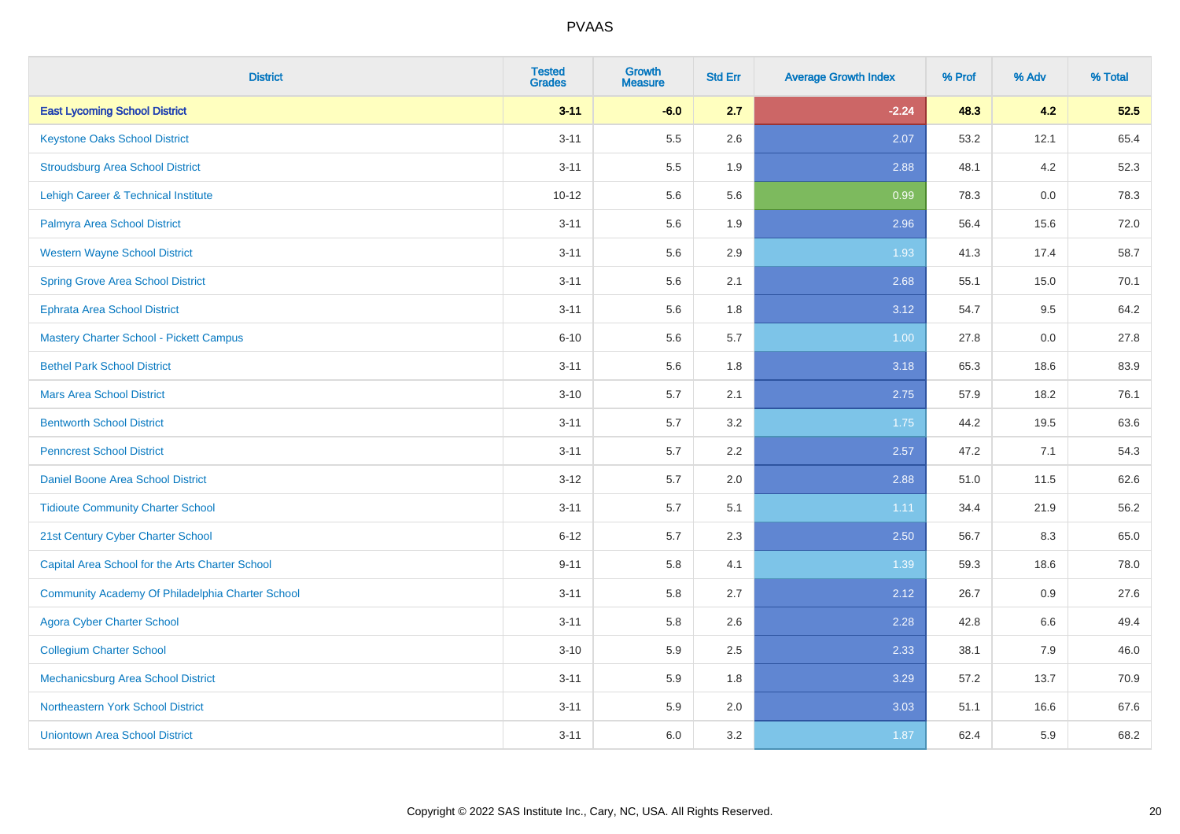# PVAAS

| District | Tested Grades | Growth Measure | Std Err | Average Growth Index | % Prof | % Adv | % Total |
|---|---|---|---|---|---|---|---|
| **East Lycoming School District** | **3-11** | **-6.0** | **2.7** | **-2.24** | **48.3** | **4.2** | **52.5** |
| Keystone Oaks School District | 3-11 | 5.5 | 2.6 | 2.07 | 53.2 | 12.1 | 65.4 |
| Stroudsburg Area School District | 3-11 | 5.5 | 1.9 | 2.88 | 48.1 | 4.2 | 52.3 |
| Lehigh Career & Technical Institute | 10-12 | 5.6 | 5.6 | 0.99 | 78.3 | 0.0 | 78.3 |
| Palmyra Area School District | 3-11 | 5.6 | 1.9 | 2.96 | 56.4 | 15.6 | 72.0 |
| Western Wayne School District | 3-11 | 5.6 | 2.9 | 1.93 | 41.3 | 17.4 | 58.7 |
| Spring Grove Area School District | 3-11 | 5.6 | 2.1 | 2.68 | 55.1 | 15.0 | 70.1 |
| Ephrata Area School District | 3-11 | 5.6 | 1.8 | 3.12 | 54.7 | 9.5 | 64.2 |
| Mastery Charter School - Pickett Campus | 6-10 | 5.6 | 5.7 | 1.00 | 27.8 | 0.0 | 27.8 |
| Bethel Park School District | 3-11 | 5.6 | 1.8 | 3.18 | 65.3 | 18.6 | 83.9 |
| Mars Area School District | 3-10 | 5.7 | 2.1 | 2.75 | 57.9 | 18.2 | 76.1 |
| Bentworth School District | 3-11 | 5.7 | 3.2 | 1.75 | 44.2 | 19.5 | 63.6 |
| Penncrest School District | 3-11 | 5.7 | 2.2 | 2.57 | 47.2 | 7.1 | 54.3 |
| Daniel Boone Area School District | 3-12 | 5.7 | 2.0 | 2.88 | 51.0 | 11.5 | 62.6 |
| Tidioute Community Charter School | 3-11 | 5.7 | 5.1 | 1.11 | 34.4 | 21.9 | 56.2 |
| 21st Century Cyber Charter School | 6-12 | 5.7 | 2.3 | 2.50 | 56.7 | 8.3 | 65.0 |
| Capital Area School for the Arts Charter School | 9-11 | 5.8 | 4.1 | 1.39 | 59.3 | 18.6 | 78.0 |
| Community Academy Of Philadelphia Charter School | 3-11 | 5.8 | 2.7 | 2.12 | 26.7 | 0.9 | 27.6 |
| Agora Cyber Charter School | 3-11 | 5.8 | 2.6 | 2.28 | 42.8 | 6.6 | 49.4 |
| Collegium Charter School | 3-10 | 5.9 | 2.5 | 2.33 | 38.1 | 7.9 | 46.0 |
| Mechanicsburg Area School District | 3-11 | 5.9 | 1.8 | 3.29 | 57.2 | 13.7 | 70.9 |
| Northeastern York School District | 3-11 | 5.9 | 2.0 | 3.03 | 51.1 | 16.6 | 67.6 |
| Uniontown Area School District | 3-11 | 6.0 | 3.2 | 1.87 | 62.4 | 5.9 | 68.2 |

Copyright © 2022 SAS Institute Inc., Cary, NC, USA. All Rights Reserved.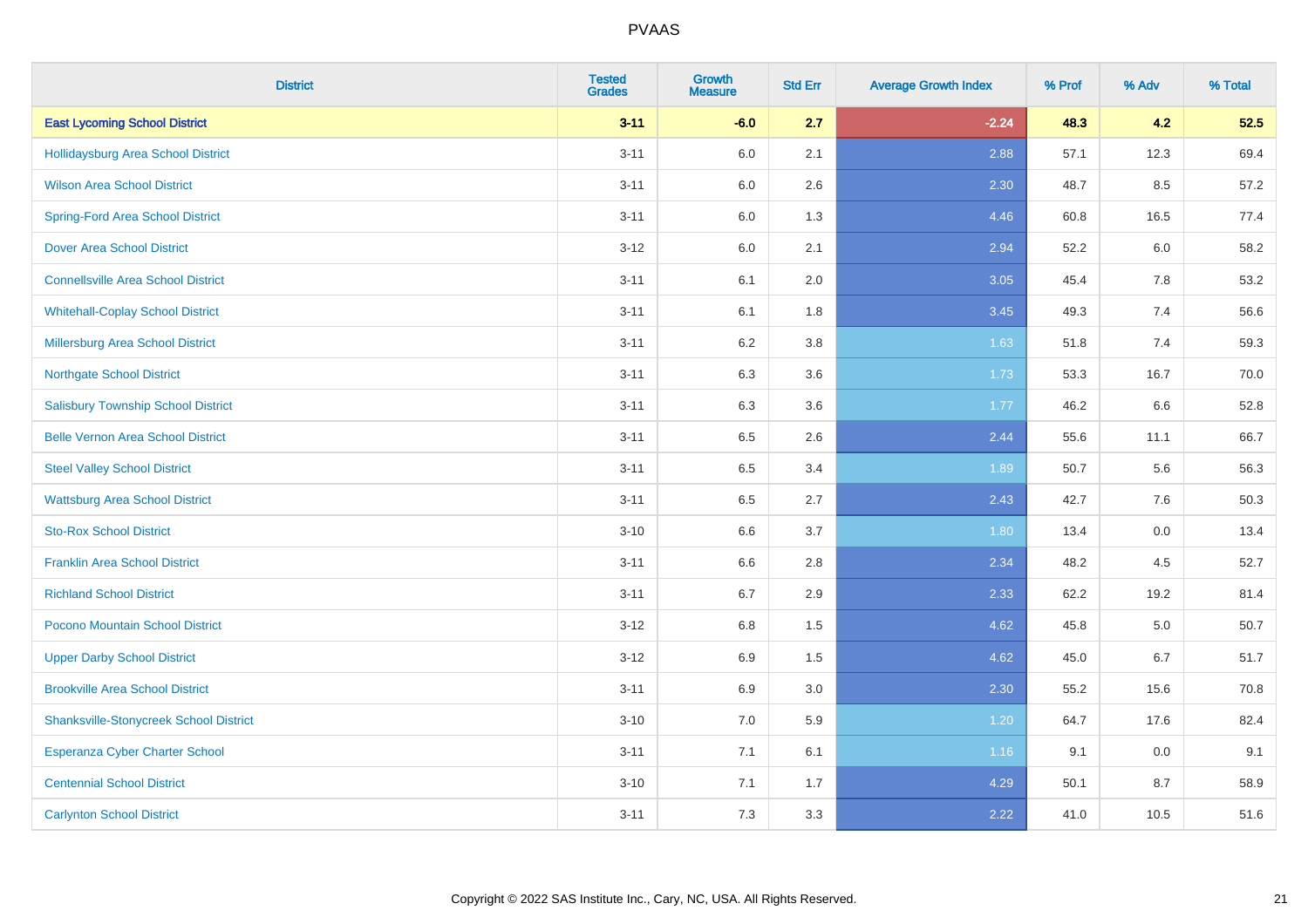# PVAAS

| District | Tested Grades | Growth Measure | Std Err | Average Growth Index | % Prof | % Adv | % Total |
|---|---|---|---|---|---|---|---|
| **East Lycoming School District** | **3-11** | **-6.0** | **2.7** | **-2.24** | **48.3** | **4.2** | **52.5** |
| Hollidaysburg Area School District | 3-11 | 6.0 | 2.1 | 2.88 | 57.1 | 12.3 | 69.4 |
| Wilson Area School District | 3-11 | 6.0 | 2.6 | 2.30 | 48.7 | 8.5 | 57.2 |
| Spring-Ford Area School District | 3-11 | 6.0 | 1.3 | 4.46 | 60.8 | 16.5 | 77.4 |
| Dover Area School District | 3-12 | 6.0 | 2.1 | 2.94 | 52.2 | 6.0 | 58.2 |
| Connellsville Area School District | 3-11 | 6.1 | 2.0 | 3.05 | 45.4 | 7.8 | 53.2 |
| Whitehall-Coplay School District | 3-11 | 6.1 | 1.8 | 3.45 | 49.3 | 7.4 | 56.6 |
| Millersburg Area School District | 3-11 | 6.2 | 3.8 | 1.63 | 51.8 | 7.4 | 59.3 |
| Northgate School District | 3-11 | 6.3 | 3.6 | 1.73 | 53.3 | 16.7 | 70.0 |
| Salisbury Township School District | 3-11 | 6.3 | 3.6 | 1.77 | 46.2 | 6.6 | 52.8 |
| Belle Vernon Area School District | 3-11 | 6.5 | 2.6 | 2.44 | 55.6 | 11.1 | 66.7 |
| Steel Valley School District | 3-11 | 6.5 | 3.4 | 1.89 | 50.7 | 5.6 | 56.3 |
| Wattsburg Area School District | 3-11 | 6.5 | 2.7 | 2.43 | 42.7 | 7.6 | 50.3 |
| Sto-Rox School District | 3-10 | 6.6 | 3.7 | 1.80 | 13.4 | 0.0 | 13.4 |
| Franklin Area School District | 3-11 | 6.6 | 2.8 | 2.34 | 48.2 | 4.5 | 52.7 |
| Richland School District | 3-11 | 6.7 | 2.9 | 2.33 | 62.2 | 19.2 | 81.4 |
| Pocono Mountain School District | 3-12 | 6.8 | 1.5 | 4.62 | 45.8 | 5.0 | 50.7 |
| Upper Darby School District | 3-12 | 6.9 | 1.5 | 4.62 | 45.0 | 6.7 | 51.7 |
| Brookville Area School District | 3-11 | 6.9 | 3.0 | 2.30 | 55.2 | 15.6 | 70.8 |
| Shanksville-Stonycreek School District | 3-10 | 7.0 | 5.9 | 1.20 | 64.7 | 17.6 | 82.4 |
| Esperanza Cyber Charter School | 3-11 | 7.1 | 6.1 | 1.16 | 9.1 | 0.0 | 9.1 |
| Centennial School District | 3-10 | 7.1 | 1.7 | 4.29 | 50.1 | 8.7 | 58.9 |
| Carlynton School District | 3-11 | 7.3 | 3.3 | 2.22 | 41.0 | 10.5 | 51.6 |

Copyright © 2022 SAS Institute Inc., Cary, NC, USA. All Rights Reserved.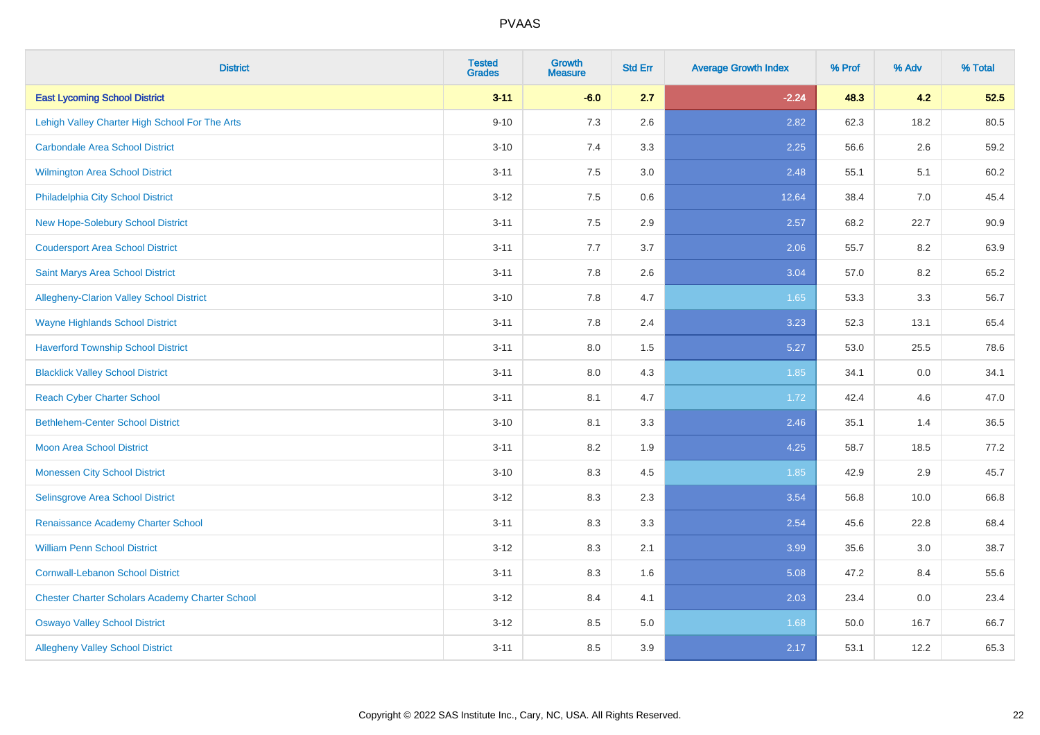# PVAAS

| District | Tested Grades | Growth Measure | Std Err | Average Growth Index | % Prof | % Adv | % Total |
|---|---|---|---|---|---|---|---|
| **East Lycoming School District** | **3-11** | **-6.0** | **2.7** | **-2.24** | **48.3** | **4.2** | **52.5** |
| Lehigh Valley Charter High School For The Arts | 9-10 | 7.3 | 2.6 | 2.82 | 62.3 | 18.2 | 80.5 |
| Carbondale Area School District | 3-10 | 7.4 | 3.3 | 2.25 | 56.6 | 2.6 | 59.2 |
| Wilmington Area School District | 3-11 | 7.5 | 3.0 | 2.48 | 55.1 | 5.1 | 60.2 |
| Philadelphia City School District | 3-12 | 7.5 | 0.6 | 12.64 | 38.4 | 7.0 | 45.4 |
| New Hope-Solebury School District | 3-11 | 7.5 | 2.9 | 2.57 | 68.2 | 22.7 | 90.9 |
| Coudersport Area School District | 3-11 | 7.7 | 3.7 | 2.06 | 55.7 | 8.2 | 63.9 |
| Saint Marys Area School District | 3-11 | 7.8 | 2.6 | 3.04 | 57.0 | 8.2 | 65.2 |
| Allegheny-Clarion Valley School District | 3-10 | 7.8 | 4.7 | 1.65 | 53.3 | 3.3 | 56.7 |
| Wayne Highlands School District | 3-11 | 7.8 | 2.4 | 3.23 | 52.3 | 13.1 | 65.4 |
| Haverford Township School District | 3-11 | 8.0 | 1.5 | 5.27 | 53.0 | 25.5 | 78.6 |
| Blacklick Valley School District | 3-11 | 8.0 | 4.3 | 1.85 | 34.1 | 0.0 | 34.1 |
| Reach Cyber Charter School | 3-11 | 8.1 | 4.7 | 1.72 | 42.4 | 4.6 | 47.0 |
| Bethlehem-Center School District | 3-10 | 8.1 | 3.3 | 2.46 | 35.1 | 1.4 | 36.5 |
| Moon Area School District | 3-11 | 8.2 | 1.9 | 4.25 | 58.7 | 18.5 | 77.2 |
| Monessen City School District | 3-10 | 8.3 | 4.5 | 1.85 | 42.9 | 2.9 | 45.7 |
| Selinsgrove Area School District | 3-12 | 8.3 | 2.3 | 3.54 | 56.8 | 10.0 | 66.8 |
| Renaissance Academy Charter School | 3-11 | 8.3 | 3.3 | 2.54 | 45.6 | 22.8 | 68.4 |
| William Penn School District | 3-12 | 8.3 | 2.1 | 3.99 | 35.6 | 3.0 | 38.7 |
| Cornwall-Lebanon School District | 3-11 | 8.3 | 1.6 | 5.08 | 47.2 | 8.4 | 55.6 |
| Chester Charter Scholars Academy Charter School | 3-12 | 8.4 | 4.1 | 2.03 | 23.4 | 0.0 | 23.4 |
| Oswayo Valley School District | 3-12 | 8.5 | 5.0 | 1.68 | 50.0 | 16.7 | 66.7 |
| Allegheny Valley School District | 3-11 | 8.5 | 3.9 | 2.17 | 53.1 | 12.2 | 65.3 |

Copyright © 2022 SAS Institute Inc., Cary, NC, USA. All Rights Reserved.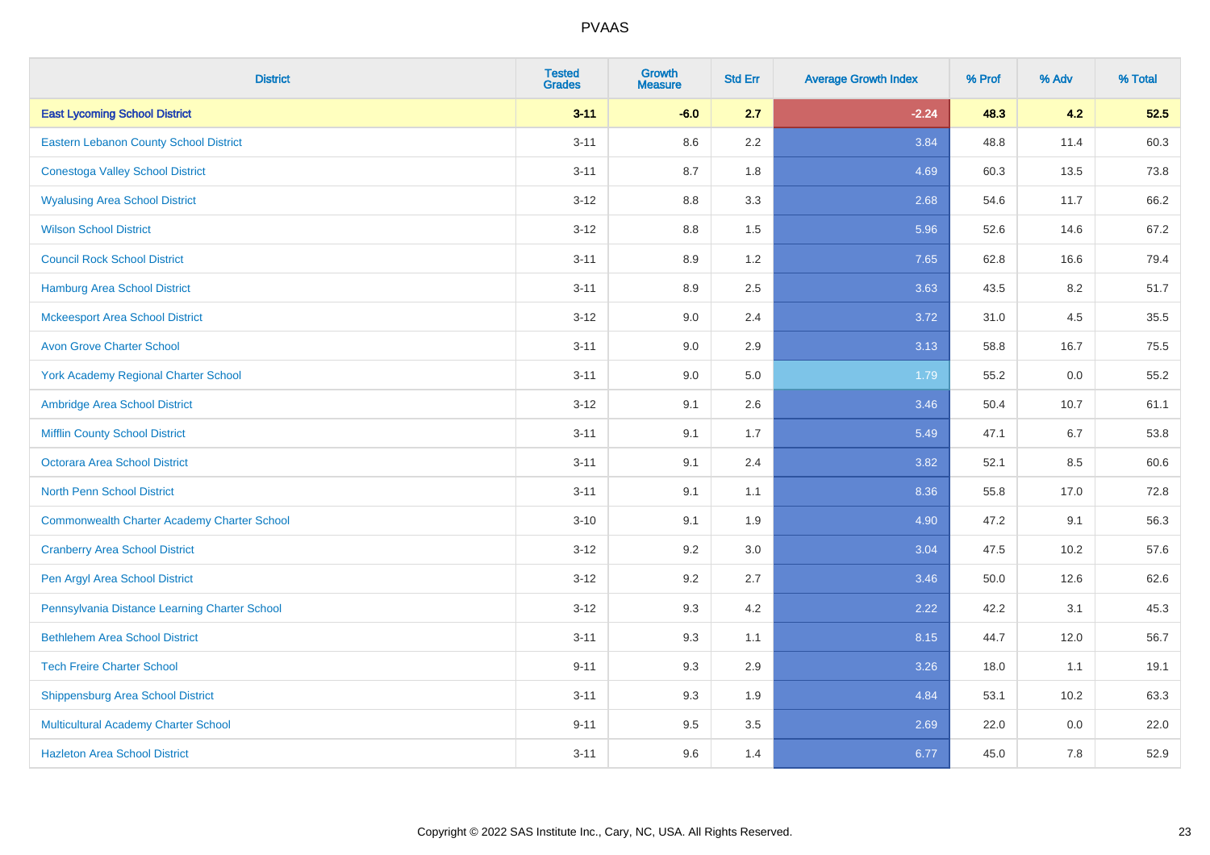| District | Tested Grades | Growth Measure | Std Err | Average Growth Index | % Prof | % Adv | % Total |
|---|---|---|---|---|---|---|---|
| **East Lycoming School District** | **3-11** | **-6.0** | **2.7** | **-2.24** | **48.3** | **4.2** | **52.5** |
| Eastern Lebanon County School District | 3-11 | 8.6 | 2.2 | 3.84 | 48.8 | 11.4 | 60.3 |
| Conestoga Valley School District | 3-11 | 8.7 | 1.8 | 4.69 | 60.3 | 13.5 | 73.8 |
| Wyalusing Area School District | 3-12 | 8.8 | 3.3 | 2.68 | 54.6 | 11.7 | 66.2 |
| Wilson School District | 3-12 | 8.8 | 1.5 | 5.96 | 52.6 | 14.6 | 67.2 |
| Council Rock School District | 3-11 | 8.9 | 1.2 | 7.65 | 62.8 | 16.6 | 79.4 |
| Hamburg Area School District | 3-11 | 8.9 | 2.5 | 3.63 | 43.5 | 8.2 | 51.7 |
| Mckeesport Area School District | 3-12 | 9.0 | 2.4 | 3.72 | 31.0 | 4.5 | 35.5 |
| Avon Grove Charter School | 3-11 | 9.0 | 2.9 | 3.13 | 58.8 | 16.7 | 75.5 |
| York Academy Regional Charter School | 3-11 | 9.0 | 5.0 | 1.79 | 55.2 | 0.0 | 55.2 |
| Ambridge Area School District | 3-12 | 9.1 | 2.6 | 3.46 | 50.4 | 10.7 | 61.1 |
| Mifflin County School District | 3-11 | 9.1 | 1.7 | 5.49 | 47.1 | 6.7 | 53.8 |
| Octorara Area School District | 3-11 | 9.1 | 2.4 | 3.82 | 52.1 | 8.5 | 60.6 |
| North Penn School District | 3-11 | 9.1 | 1.1 | 8.36 | 55.8 | 17.0 | 72.8 |
| Commonwealth Charter Academy Charter School | 3-10 | 9.1 | 1.9 | 4.90 | 47.2 | 9.1 | 56.3 |
| Cranberry Area School District | 3-12 | 9.2 | 3.0 | 3.04 | 47.5 | 10.2 | 57.6 |
| Pen Argyl Area School District | 3-12 | 9.2 | 2.7 | 3.46 | 50.0 | 12.6 | 62.6 |
| Pennsylvania Distance Learning Charter School | 3-12 | 9.3 | 4.2 | 2.22 | 42.2 | 3.1 | 45.3 |
| Bethlehem Area School District | 3-11 | 9.3 | 1.1 | 8.15 | 44.7 | 12.0 | 56.7 |
| Tech Freire Charter School | 9-11 | 9.3 | 2.9 | 3.26 | 18.0 | 1.1 | 19.1 |
| Shippensburg Area School District | 3-11 | 9.3 | 1.9 | 4.84 | 53.1 | 10.2 | 63.3 |
| Multicultural Academy Charter School | 9-11 | 9.5 | 3.5 | 2.69 | 22.0 | 0.0 | 22.0 |
| Hazleton Area School District | 3-11 | 9.6 | 1.4 | 6.77 | 45.0 | 7.8 | 52.9 |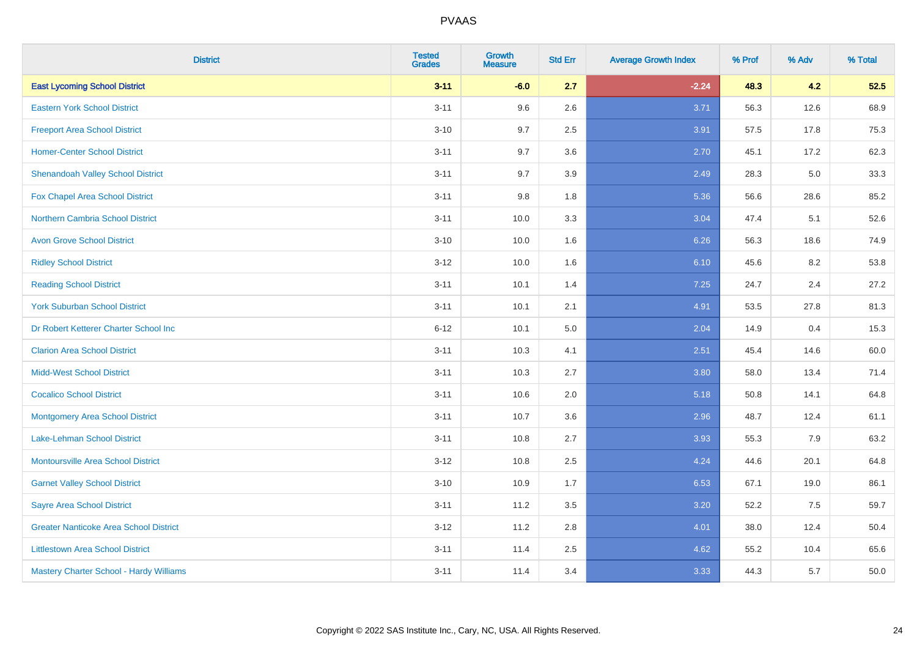| District | Tested Grades | Growth Measure | Std Err | Average Growth Index | % Prof | % Adv | % Total |
|---|---|---|---|---|---|---|---|
| **East Lycoming School District** | **3-11** | **-6.0** | **2.7** | **-2.24** | **48.3** | **4.2** | **52.5** |
| Eastern York School District | 3-11 | 9.6 | 2.6 | 3.71 | 56.3 | 12.6 | 68.9 |
| Freeport Area School District | 3-10 | 9.7 | 2.5 | 3.91 | 57.5 | 17.8 | 75.3 |
| Homer-Center School District | 3-11 | 9.7 | 3.6 | 2.70 | 45.1 | 17.2 | 62.3 |
| Shenandoah Valley School District | 3-11 | 9.7 | 3.9 | 2.49 | 28.3 | 5.0 | 33.3 |
| Fox Chapel Area School District | 3-11 | 9.8 | 1.8 | 5.36 | 56.6 | 28.6 | 85.2 |
| Northern Cambria School District | 3-11 | 10.0 | 3.3 | 3.04 | 47.4 | 5.1 | 52.6 |
| Avon Grove School District | 3-10 | 10.0 | 1.6 | 6.26 | 56.3 | 18.6 | 74.9 |
| Ridley School District | 3-12 | 10.0 | 1.6 | 6.10 | 45.6 | 8.2 | 53.8 |
| Reading School District | 3-11 | 10.1 | 1.4 | 7.25 | 24.7 | 2.4 | 27.2 |
| York Suburban School District | 3-11 | 10.1 | 2.1 | 4.91 | 53.5 | 27.8 | 81.3 |
| Dr Robert Ketterer Charter School Inc | 6-12 | 10.1 | 5.0 | 2.04 | 14.9 | 0.4 | 15.3 |
| Clarion Area School District | 3-11 | 10.3 | 4.1 | 2.51 | 45.4 | 14.6 | 60.0 |
| Midd-West School District | 3-11 | 10.3 | 2.7 | 3.80 | 58.0 | 13.4 | 71.4 |
| Cocalico School District | 3-11 | 10.6 | 2.0 | 5.18 | 50.8 | 14.1 | 64.8 |
| Montgomery Area School District | 3-11 | 10.7 | 3.6 | 2.96 | 48.7 | 12.4 | 61.1 |
| Lake-Lehman School District | 3-11 | 10.8 | 2.7 | 3.93 | 55.3 | 7.9 | 63.2 |
| Montoursville Area School District | 3-12 | 10.8 | 2.5 | 4.24 | 44.6 | 20.1 | 64.8 |
| Garnet Valley School District | 3-10 | 10.9 | 1.7 | 6.53 | 67.1 | 19.0 | 86.1 |
| Sayre Area School District | 3-11 | 11.2 | 3.5 | 3.20 | 52.2 | 7.5 | 59.7 |
| Greater Nanticoke Area School District | 3-12 | 11.2 | 2.8 | 4.01 | 38.0 | 12.4 | 50.4 |
| Littlestown Area School District | 3-11 | 11.4 | 2.5 | 4.62 | 55.2 | 10.4 | 65.6 |
| Mastery Charter School - Hardy Williams | 3-11 | 11.4 | 3.4 | 3.33 | 44.3 | 5.7 | 50.0 |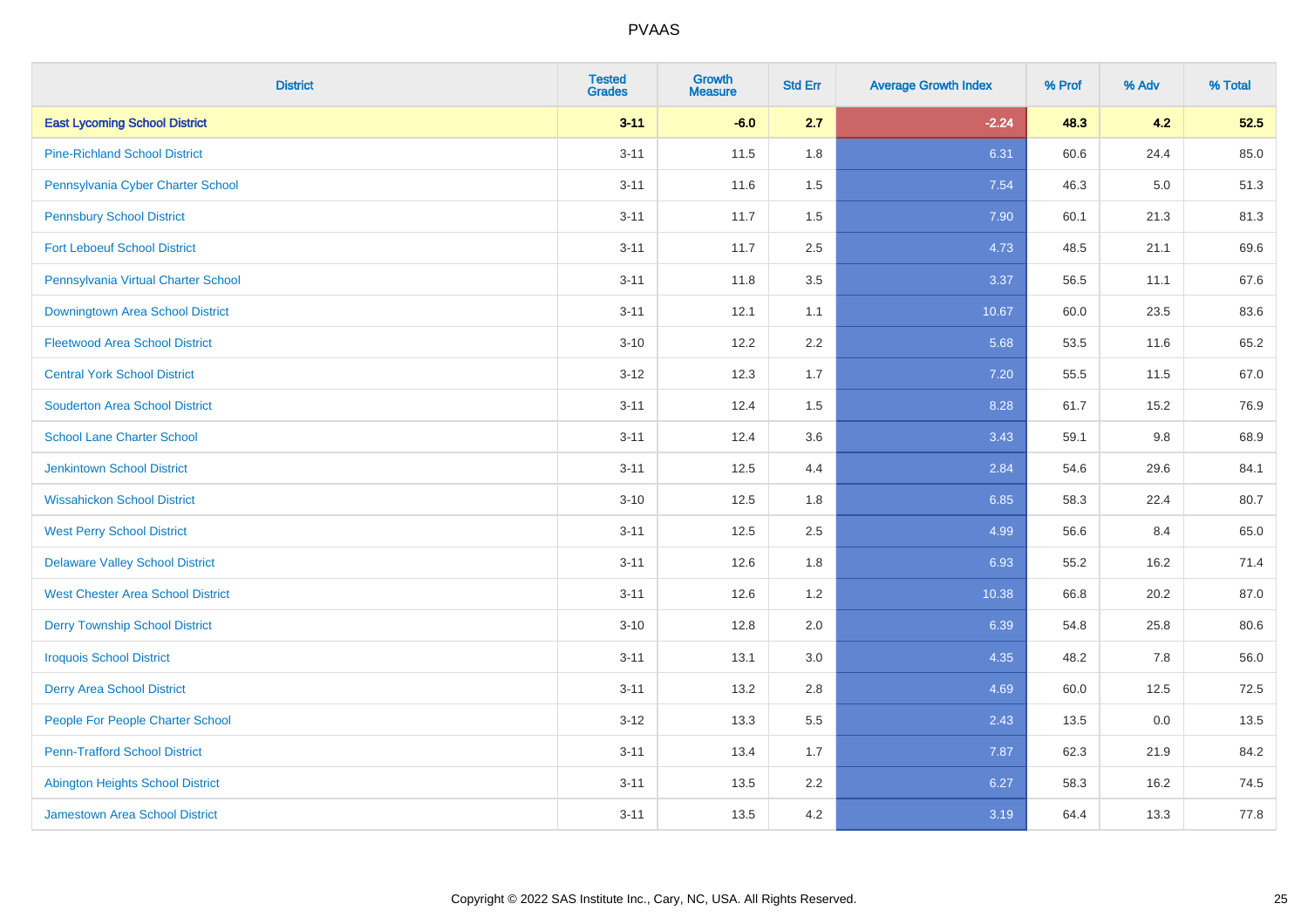# PVAAS

| District | Tested Grades | Growth Measure | Std Err | Average Growth Index | % Prof | % Adv | % Total |
|---|---|---|---|---|---|---|---|
| **East Lycoming School District** | **3-11** | **-6.0** | **2.7** | **-2.24** | **48.3** | **4.2** | **52.5** |
| Pine-Richland School District | 3-11 | 11.5 | 1.8 | 6.31 | 60.6 | 24.4 | 85.0 |
| Pennsylvania Cyber Charter School | 3-11 | 11.6 | 1.5 | 7.54 | 46.3 | 5.0 | 51.3 |
| Pennsbury School District | 3-11 | 11.7 | 1.5 | 7.90 | 60.1 | 21.3 | 81.3 |
| Fort Leboeuf School District | 3-11 | 11.7 | 2.5 | 4.73 | 48.5 | 21.1 | 69.6 |
| Pennsylvania Virtual Charter School | 3-11 | 11.8 | 3.5 | 3.37 | 56.5 | 11.1 | 67.6 |
| Downingtown Area School District | 3-11 | 12.1 | 1.1 | 10.67 | 60.0 | 23.5 | 83.6 |
| Fleetwood Area School District | 3-10 | 12.2 | 2.2 | 5.68 | 53.5 | 11.6 | 65.2 |
| Central York School District | 3-12 | 12.3 | 1.7 | 7.20 | 55.5 | 11.5 | 67.0 |
| Souderton Area School District | 3-11 | 12.4 | 1.5 | 8.28 | 61.7 | 15.2 | 76.9 |
| School Lane Charter School | 3-11 | 12.4 | 3.6 | 3.43 | 59.1 | 9.8 | 68.9 |
| Jenkintown School District | 3-11 | 12.5 | 4.4 | 2.84 | 54.6 | 29.6 | 84.1 |
| Wissahickon School District | 3-10 | 12.5 | 1.8 | 6.85 | 58.3 | 22.4 | 80.7 |
| West Perry School District | 3-11 | 12.5 | 2.5 | 4.99 | 56.6 | 8.4 | 65.0 |
| Delaware Valley School District | 3-11 | 12.6 | 1.8 | 6.93 | 55.2 | 16.2 | 71.4 |
| West Chester Area School District | 3-11 | 12.6 | 1.2 | 10.38 | 66.8 | 20.2 | 87.0 |
| Derry Township School District | 3-10 | 12.8 | 2.0 | 6.39 | 54.8 | 25.8 | 80.6 |
| Iroquois School District | 3-11 | 13.1 | 3.0 | 4.35 | 48.2 | 7.8 | 56.0 |
| Derry Area School District | 3-11 | 13.2 | 2.8 | 4.69 | 60.0 | 12.5 | 72.5 |
| People For People Charter School | 3-12 | 13.3 | 5.5 | 2.43 | 13.5 | 0.0 | 13.5 |
| Penn-Trafford School District | 3-11 | 13.4 | 1.7 | 7.87 | 62.3 | 21.9 | 84.2 |
| Abington Heights School District | 3-11 | 13.5 | 2.2 | 6.27 | 58.3 | 16.2 | 74.5 |
| Jamestown Area School District | 3-11 | 13.5 | 4.2 | 3.19 | 64.4 | 13.3 | 77.8 |

Copyright © 2022 SAS Institute Inc., Cary, NC, USA. All Rights Reserved.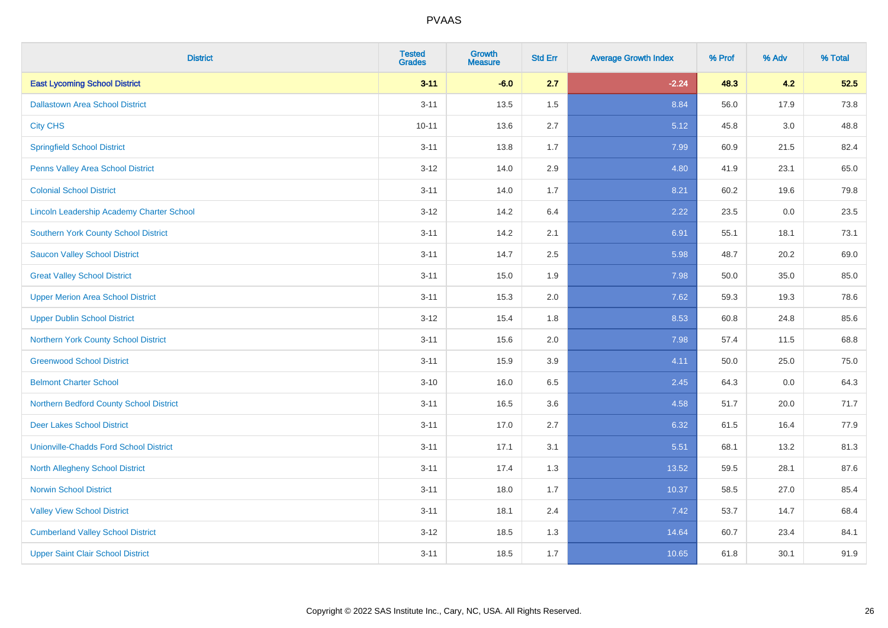# PVAAS

| District | Tested Grades | Growth Measure | Std Err | Average Growth Index | % Prof | % Adv | % Total |
|---|---|---|---|---|---|---|---|
| **East Lycoming School District** | **3-11** | **-6.0** | **2.7** | **-2.24** | **48.3** | **4.2** | **52.5** |
| Dallastown Area School District | 3-11 | 13.5 | 1.5 | 8.84 | 56.0 | 17.9 | 73.8 |
| City CHS | 10-11 | 13.6 | 2.7 | 5.12 | 45.8 | 3.0 | 48.8 |
| Springfield School District | 3-11 | 13.8 | 1.7 | 7.99 | 60.9 | 21.5 | 82.4 |
| Penns Valley Area School District | 3-12 | 14.0 | 2.9 | 4.80 | 41.9 | 23.1 | 65.0 |
| Colonial School District | 3-11 | 14.0 | 1.7 | 8.21 | 60.2 | 19.6 | 79.8 |
| Lincoln Leadership Academy Charter School | 3-12 | 14.2 | 6.4 | 2.22 | 23.5 | 0.0 | 23.5 |
| Southern York County School District | 3-11 | 14.2 | 2.1 | 6.91 | 55.1 | 18.1 | 73.1 |
| Saucon Valley School District | 3-11 | 14.7 | 2.5 | 5.98 | 48.7 | 20.2 | 69.0 |
| Great Valley School District | 3-11 | 15.0 | 1.9 | 7.98 | 50.0 | 35.0 | 85.0 |
| Upper Merion Area School District | 3-11 | 15.3 | 2.0 | 7.62 | 59.3 | 19.3 | 78.6 |
| Upper Dublin School District | 3-12 | 15.4 | 1.8 | 8.53 | 60.8 | 24.8 | 85.6 |
| Northern York County School District | 3-11 | 15.6 | 2.0 | 7.98 | 57.4 | 11.5 | 68.8 |
| Greenwood School District | 3-11 | 15.9 | 3.9 | 4.11 | 50.0 | 25.0 | 75.0 |
| Belmont Charter School | 3-10 | 16.0 | 6.5 | 2.45 | 64.3 | 0.0 | 64.3 |
| Northern Bedford County School District | 3-11 | 16.5 | 3.6 | 4.58 | 51.7 | 20.0 | 71.7 |
| Deer Lakes School District | 3-11 | 17.0 | 2.7 | 6.32 | 61.5 | 16.4 | 77.9 |
| Unionville-Chadds Ford School District | 3-11 | 17.1 | 3.1 | 5.51 | 68.1 | 13.2 | 81.3 |
| North Allegheny School District | 3-11 | 17.4 | 1.3 | 13.52 | 59.5 | 28.1 | 87.6 |
| Norwin School District | 3-11 | 18.0 | 1.7 | 10.37 | 58.5 | 27.0 | 85.4 |
| Valley View School District | 3-11 | 18.1 | 2.4 | 7.42 | 53.7 | 14.7 | 68.4 |
| Cumberland Valley School District | 3-12 | 18.5 | 1.3 | 14.64 | 60.7 | 23.4 | 84.1 |
| Upper Saint Clair School District | 3-11 | 18.5 | 1.7 | 10.65 | 61.8 | 30.1 | 91.9 |

Copyright © 2022 SAS Institute Inc., Cary, NC, USA. All Rights Reserved.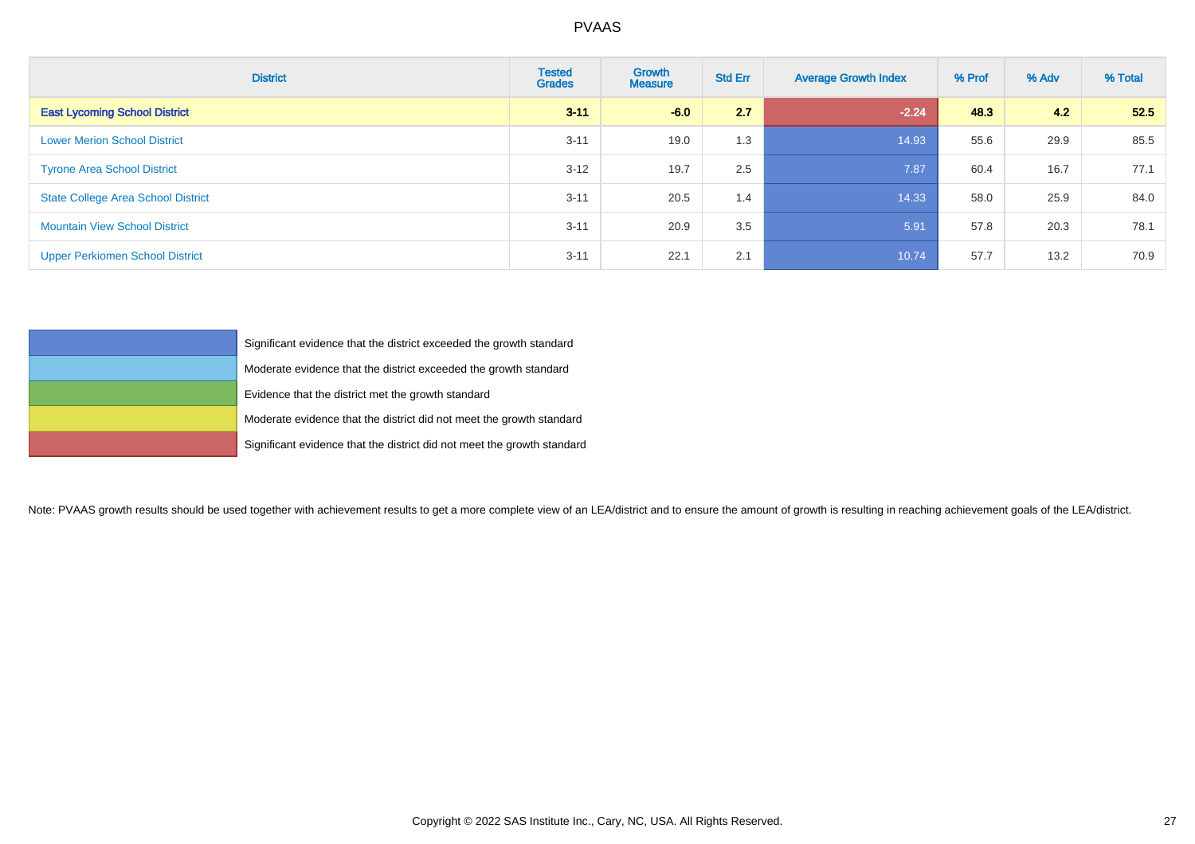# PVAAS

| District | Tested Grades | Growth Measure | Std Err | Average Growth Index | % Prof | % Adv | % Total |
|---|---|---|---|---|---|---|---|
| **East Lycoming School District** | **3-11** | **-6.0** | **2.7** | **-2.24** | **48.3** | **4.2** | **52.5** |
| Lower Merion School District | 3-11 | 19.0 | 1.3 | 14.93 | 55.6 | 29.9 | 85.5 |
| Tyrone Area School District | 3-12 | 19.7 | 2.5 | 7.87 | 60.4 | 16.7 | 77.1 |
| State College Area School District | 3-11 | 20.5 | 1.4 | 14.33 | 58.0 | 25.9 | 84.0 |
| Mountain View School District | 3-11 | 20.9 | 3.5 | 5.91 | 57.8 | 20.3 | 78.1 |
| Upper Perkiomen School District | 3-11 | 22.1 | 2.1 | 10.74 | 57.7 | 13.2 | 70.9 |

Significant evidence that the district exceeded the growth standard

Moderate evidence that the district exceeded the growth standard

Evidence that the district met the growth standard

Moderate evidence that the district did not meet the growth standard

Significant evidence that the district did not meet the growth standard

Note: PVAAS growth results should be used together with achievement results to get a more complete view of an LEA/district and to ensure the amount of growth is resulting in reaching achievement goals of the LEA/district.

Copyright © 2022 SAS Institute Inc., Cary, NC, USA. All Rights Reserved.